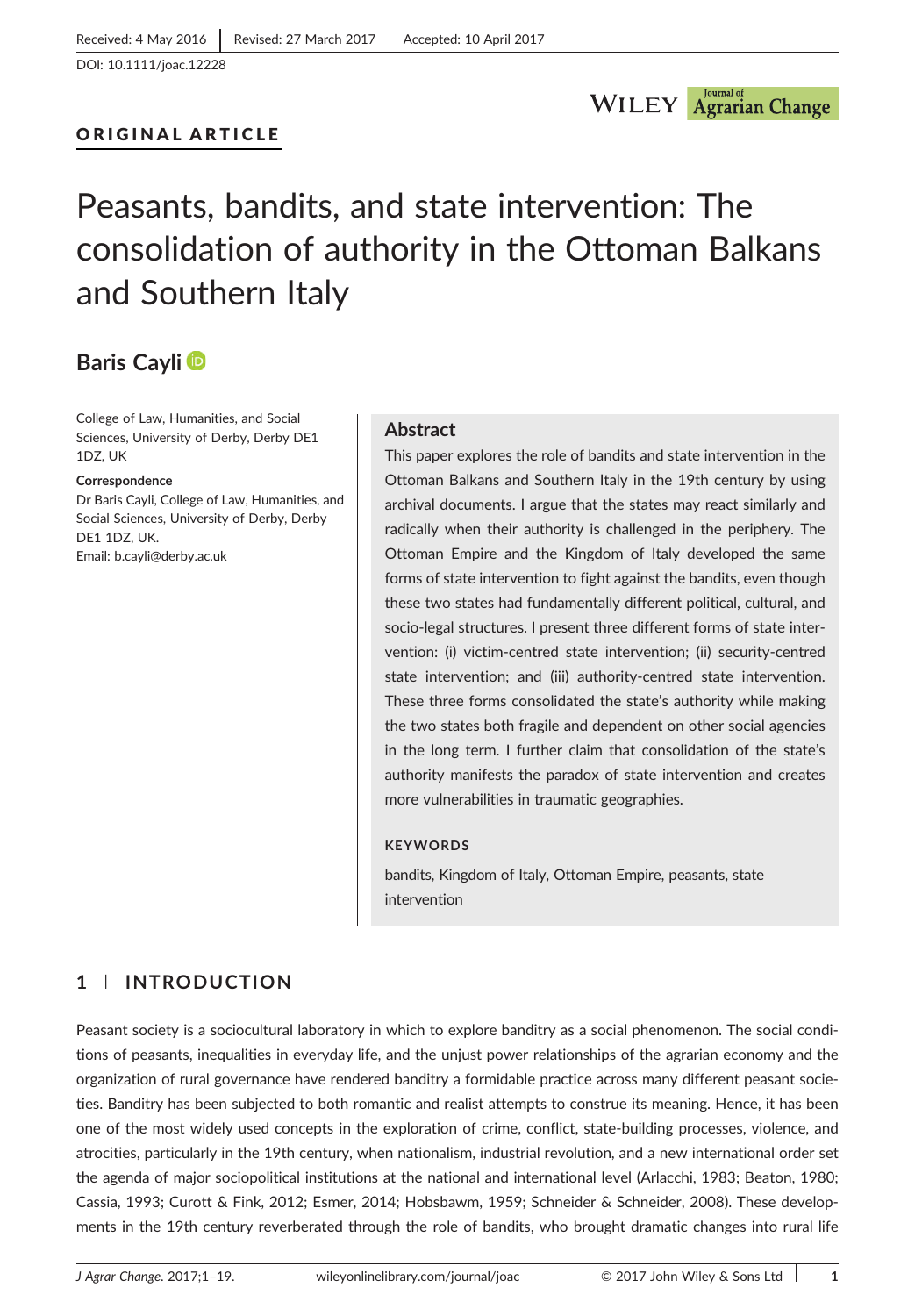Received: 4 May 2016 | Revised: 27 March 2017 | Accepted: 10 April 2017

DOI: 10.1111/joac.12228

ORIGINAL ARTICLE

# Peasants, bandits, and state intervention: The consolidation of authority in the Ottoman Balkans and Southern Italy

**Baris Cayli**

College of Law, Humanities, and Social Sciences, University of Derby, Derby DE1 1DZ, UK

**Correspondence**
Dr Baris Cayli, College of Law, Humanities, and Social Sciences, University of Derby, Derby DE1 1DZ, UK.
Email: b.cayli@derby.ac.uk

## Abstract

This paper explores the role of bandits and state intervention in the Ottoman Balkans and Southern Italy in the 19th century by using archival documents. I argue that the states may react similarly and radically when their authority is challenged in the periphery. The Ottoman Empire and the Kingdom of Italy developed the same forms of state intervention to fight against the bandits, even though these two states had fundamentally different political, cultural, and socio-legal structures. I present three different forms of state intervention: (i) victim-centred state intervention; (ii) security-centred state intervention; and (iii) authority-centred state intervention. These three forms consolidated the state's authority while making the two states both fragile and dependent on other social agencies in the long term. I further claim that consolidation of the state's authority manifests the paradox of state intervention and creates more vulnerabilities in traumatic geographies.

**KEYWORDS**

bandits, Kingdom of Italy, Ottoman Empire, peasants, state intervention

## 1 | INTRODUCTION

Peasant society is a sociocultural laboratory in which to explore banditry as a social phenomenon. The social conditions of peasants, inequalities in everyday life, and the unjust power relationships of the agrarian economy and the organization of rural governance have rendered banditry a formidable practice across many different peasant societies. Banditry has been subjected to both romantic and realist attempts to construe its meaning. Hence, it has been one of the most widely used concepts in the exploration of crime, conflict, state-building processes, violence, and atrocities, particularly in the 19th century, when nationalism, industrial revolution, and a new international order set the agenda of major sociopolitical institutions at the national and international level (Arlacchi, 1983; Beaton, 1980; Cassia, 1993; Curott & Fink, 2012; Esmer, 2014; Hobsbawm, 1959; Schneider & Schneider, 2008). These developments in the 19th century reverberated through the role of bandits, who brought dramatic changes into rural life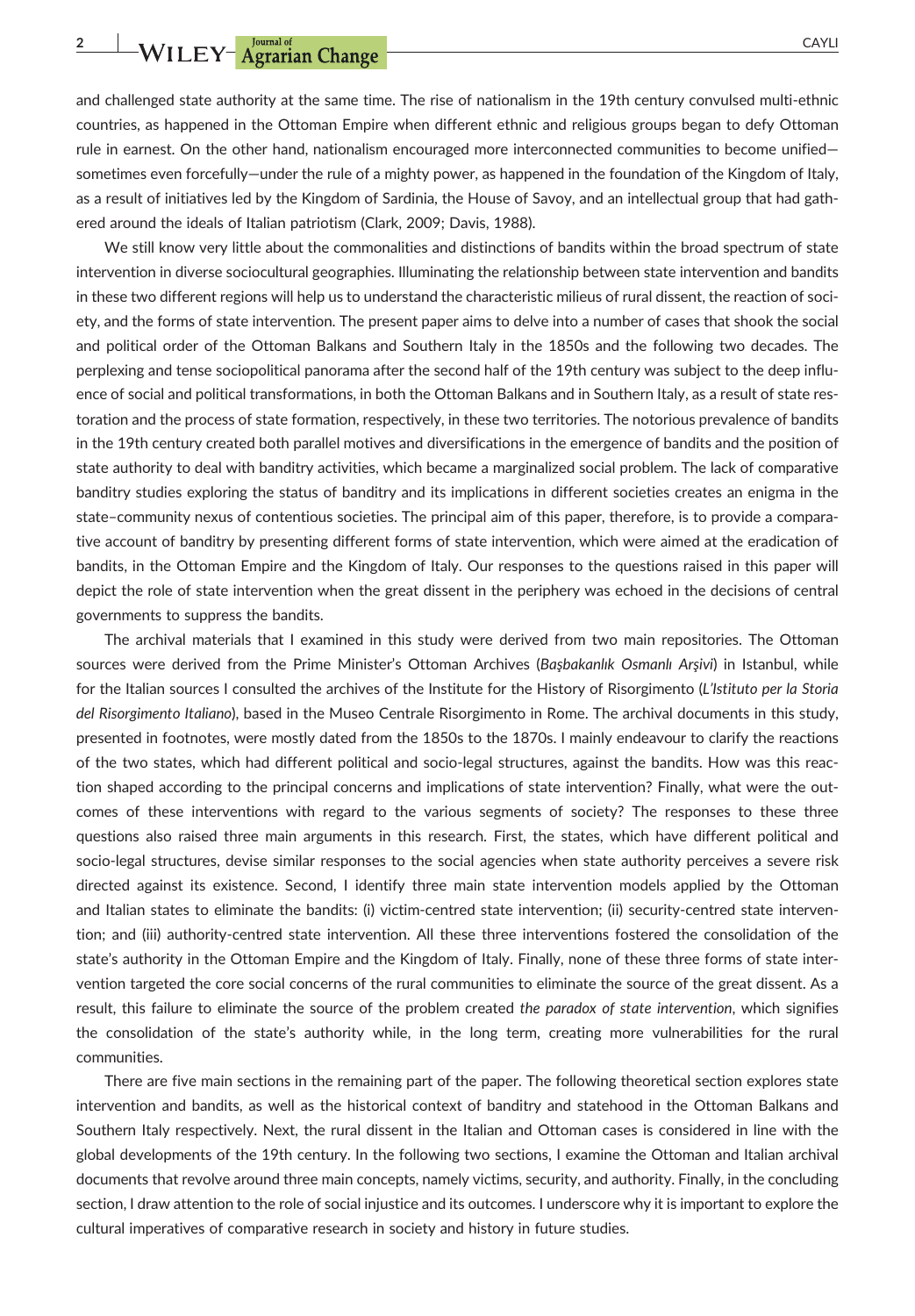and challenged state authority at the same time. The rise of nationalism in the 19th century convulsed multi-ethnic countries, as happened in the Ottoman Empire when different ethnic and religious groups began to defy Ottoman rule in earnest. On the other hand, nationalism encouraged more interconnected communities to become unified—sometimes even forcefully—under the rule of a mighty power, as happened in the foundation of the Kingdom of Italy, as a result of initiatives led by the Kingdom of Sardinia, the House of Savoy, and an intellectual group that had gathered around the ideals of Italian patriotism (Clark, 2009; Davis, 1988).

We still know very little about the commonalities and distinctions of bandits within the broad spectrum of state intervention in diverse sociocultural geographies. Illuminating the relationship between state intervention and bandits in these two different regions will help us to understand the characteristic milieus of rural dissent, the reaction of society, and the forms of state intervention. The present paper aims to delve into a number of cases that shook the social and political order of the Ottoman Balkans and Southern Italy in the 1850s and the following two decades. The perplexing and tense sociopolitical panorama after the second half of the 19th century was subject to the deep influence of social and political transformations, in both the Ottoman Balkans and in Southern Italy, as a result of state restoration and the process of state formation, respectively, in these two territories. The notorious prevalence of bandits in the 19th century created both parallel motives and diversifications in the emergence of bandits and the position of state authority to deal with banditry activities, which became a marginalized social problem. The lack of comparative banditry studies exploring the status of banditry and its implications in different societies creates an enigma in the state–community nexus of contentious societies. The principal aim of this paper, therefore, is to provide a comparative account of banditry by presenting different forms of state intervention, which were aimed at the eradication of bandits, in the Ottoman Empire and the Kingdom of Italy. Our responses to the questions raised in this paper will depict the role of state intervention when the great dissent in the periphery was echoed in the decisions of central governments to suppress the bandits.

The archival materials that I examined in this study were derived from two main repositories. The Ottoman sources were derived from the Prime Minister's Ottoman Archives (*Başbakanlık Osmanlı Arşivi*) in Istanbul, while for the Italian sources I consulted the archives of the Institute for the History of Risorgimento (*L'Istituto per la Storia del Risorgimento Italiano*), based in the Museo Centrale Risorgimento in Rome. The archival documents in this study, presented in footnotes, were mostly dated from the 1850s to the 1870s. I mainly endeavour to clarify the reactions of the two states, which had different political and socio-legal structures, against the bandits. How was this reaction shaped according to the principal concerns and implications of state intervention? Finally, what were the outcomes of these interventions with regard to the various segments of society? The responses to these three questions also raised three main arguments in this research. First, the states, which have different political and socio-legal structures, devise similar responses to the social agencies when state authority perceives a severe risk directed against its existence. Second, I identify three main state intervention models applied by the Ottoman and Italian states to eliminate the bandits: (i) victim-centred state intervention; (ii) security-centred state intervention; and (iii) authority-centred state intervention. All these three interventions fostered the consolidation of the state's authority in the Ottoman Empire and the Kingdom of Italy. Finally, none of these three forms of state intervention targeted the core social concerns of the rural communities to eliminate the source of the great dissent. As a result, this failure to eliminate the source of the problem created *the paradox of state intervention*, which signifies the consolidation of the state's authority while, in the long term, creating more vulnerabilities for the rural communities.

There are five main sections in the remaining part of the paper. The following theoretical section explores state intervention and bandits, as well as the historical context of banditry and statehood in the Ottoman Balkans and Southern Italy respectively. Next, the rural dissent in the Italian and Ottoman cases is considered in line with the global developments of the 19th century. In the following two sections, I examine the Ottoman and Italian archival documents that revolve around three main concepts, namely victims, security, and authority. Finally, in the concluding section, I draw attention to the role of social injustice and its outcomes. I underscore why it is important to explore the cultural imperatives of comparative research in society and history in future studies.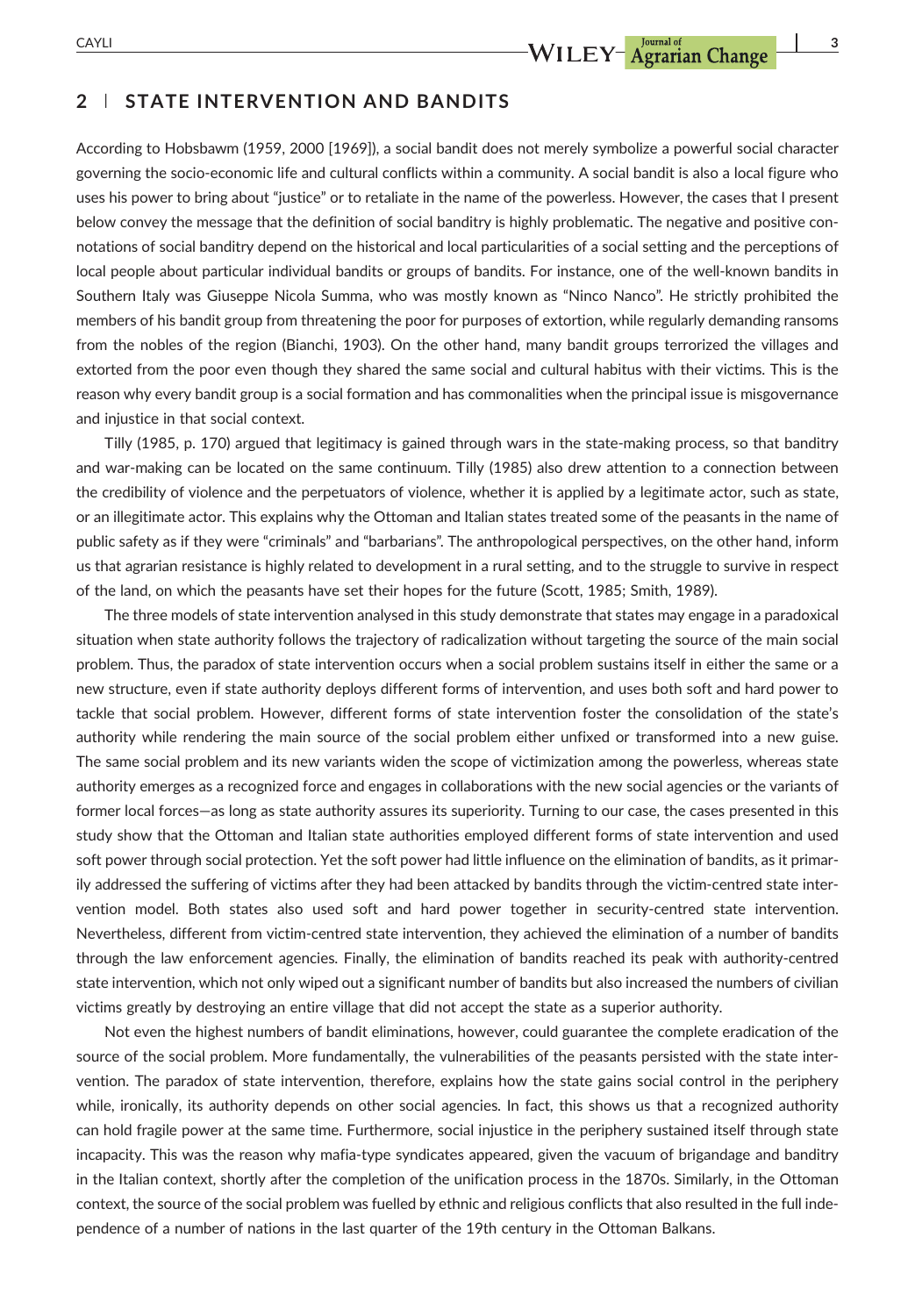## 2 | STATE INTERVENTION AND BANDITS

According to Hobsbawm (1959, 2000 [1969]), a social bandit does not merely symbolize a powerful social character governing the socio-economic life and cultural conflicts within a community. A social bandit is also a local figure who uses his power to bring about "justice" or to retaliate in the name of the powerless. However, the cases that I present below convey the message that the definition of social banditry is highly problematic. The negative and positive connotations of social banditry depend on the historical and local particularities of a social setting and the perceptions of local people about particular individual bandits or groups of bandits. For instance, one of the well-known bandits in Southern Italy was Giuseppe Nicola Summa, who was mostly known as "Ninco Nanco". He strictly prohibited the members of his bandit group from threatening the poor for purposes of extortion, while regularly demanding ransoms from the nobles of the region (Bianchi, 1903). On the other hand, many bandit groups terrorized the villages and extorted from the poor even though they shared the same social and cultural habitus with their victims. This is the reason why every bandit group is a social formation and has commonalities when the principal issue is misgovernance and injustice in that social context.

Tilly (1985, p. 170) argued that legitimacy is gained through wars in the state-making process, so that banditry and war-making can be located on the same continuum. Tilly (1985) also drew attention to a connection between the credibility of violence and the perpetuators of violence, whether it is applied by a legitimate actor, such as state, or an illegitimate actor. This explains why the Ottoman and Italian states treated some of the peasants in the name of public safety as if they were "criminals" and "barbarians". The anthropological perspectives, on the other hand, inform us that agrarian resistance is highly related to development in a rural setting, and to the struggle to survive in respect of the land, on which the peasants have set their hopes for the future (Scott, 1985; Smith, 1989).

The three models of state intervention analysed in this study demonstrate that states may engage in a paradoxical situation when state authority follows the trajectory of radicalization without targeting the source of the main social problem. Thus, the paradox of state intervention occurs when a social problem sustains itself in either the same or a new structure, even if state authority deploys different forms of intervention, and uses both soft and hard power to tackle that social problem. However, different forms of state intervention foster the consolidation of the state's authority while rendering the main source of the social problem either unfixed or transformed into a new guise. The same social problem and its new variants widen the scope of victimization among the powerless, whereas state authority emerges as a recognized force and engages in collaborations with the new social agencies or the variants of former local forces—as long as state authority assures its superiority. Turning to our case, the cases presented in this study show that the Ottoman and Italian state authorities employed different forms of state intervention and used soft power through social protection. Yet the soft power had little influence on the elimination of bandits, as it primarily addressed the suffering of victims after they had been attacked by bandits through the victim-centred state intervention model. Both states also used soft and hard power together in security-centred state intervention. Nevertheless, different from victim-centred state intervention, they achieved the elimination of a number of bandits through the law enforcement agencies. Finally, the elimination of bandits reached its peak with authority-centred state intervention, which not only wiped out a significant number of bandits but also increased the numbers of civilian victims greatly by destroying an entire village that did not accept the state as a superior authority.

Not even the highest numbers of bandit eliminations, however, could guarantee the complete eradication of the source of the social problem. More fundamentally, the vulnerabilities of the peasants persisted with the state intervention. The paradox of state intervention, therefore, explains how the state gains social control in the periphery while, ironically, its authority depends on other social agencies. In fact, this shows us that a recognized authority can hold fragile power at the same time. Furthermore, social injustice in the periphery sustained itself through state incapacity. This was the reason why mafia-type syndicates appeared, given the vacuum of brigandage and banditry in the Italian context, shortly after the completion of the unification process in the 1870s. Similarly, in the Ottoman context, the source of the social problem was fuelled by ethnic and religious conflicts that also resulted in the full independence of a number of nations in the last quarter of the 19th century in the Ottoman Balkans.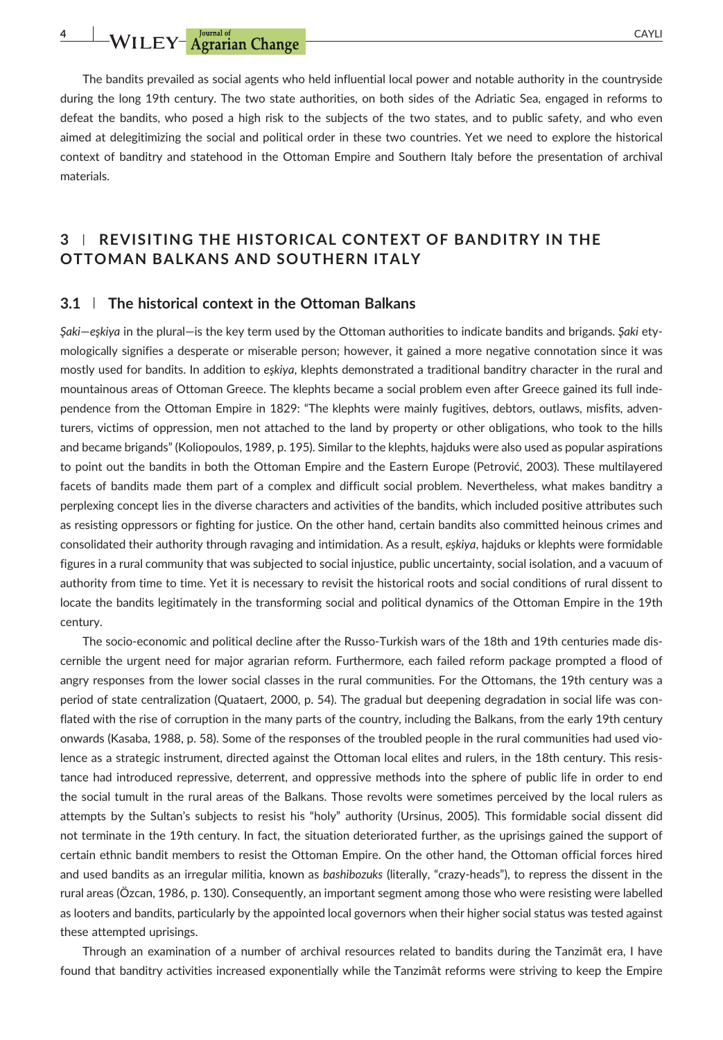The bandits prevailed as social agents who held influential local power and notable authority in the countryside during the long 19th century. The two state authorities, on both sides of the Adriatic Sea, engaged in reforms to defeat the bandits, who posed a high risk to the subjects of the two states, and to public safety, and who even aimed at delegitimizing the social and political order in these two countries. Yet we need to explore the historical context of banditry and statehood in the Ottoman Empire and Southern Italy before the presentation of archival materials.

## 3 | REVISITING THE HISTORICAL CONTEXT OF BANDITRY IN THE OTTOMAN BALKANS AND SOUTHERN ITALY

### 3.1 | The historical context in the Ottoman Balkans

*Şaki*—*eşkiya* in the plural—is the key term used by the Ottoman authorities to indicate bandits and brigands. *Şaki* etymologically signifies a desperate or miserable person; however, it gained a more negative connotation since it was mostly used for bandits. In addition to *eşkiya*, klephts demonstrated a traditional banditry character in the rural and mountainous areas of Ottoman Greece. The klephts became a social problem even after Greece gained its full independence from the Ottoman Empire in 1829: "The klephts were mainly fugitives, debtors, outlaws, misfits, adventurers, victims of oppression, men not attached to the land by property or other obligations, who took to the hills and became brigands" (Koliopoulos, 1989, p. 195). Similar to the klephts, hajduks were also used as popular aspirations to point out the bandits in both the Ottoman Empire and the Eastern Europe (Petrović, 2003). These multilayered facets of bandits made them part of a complex and difficult social problem. Nevertheless, what makes banditry a perplexing concept lies in the diverse characters and activities of the bandits, which included positive attributes such as resisting oppressors or fighting for justice. On the other hand, certain bandits also committed heinous crimes and consolidated their authority through ravaging and intimidation. As a result, *eşkiya*, hajduks or klephts were formidable figures in a rural community that was subjected to social injustice, public uncertainty, social isolation, and a vacuum of authority from time to time. Yet it is necessary to revisit the historical roots and social conditions of rural dissent to locate the bandits legitimately in the transforming social and political dynamics of the Ottoman Empire in the 19th century.

The socio-economic and political decline after the Russo-Turkish wars of the 18th and 19th centuries made discernible the urgent need for major agrarian reform. Furthermore, each failed reform package prompted a flood of angry responses from the lower social classes in the rural communities. For the Ottomans, the 19th century was a period of state centralization (Quataert, 2000, p. 54). The gradual but deepening degradation in social life was conflated with the rise of corruption in the many parts of the country, including the Balkans, from the early 19th century onwards (Kasaba, 1988, p. 58). Some of the responses of the troubled people in the rural communities had used violence as a strategic instrument, directed against the Ottoman local elites and rulers, in the 18th century. This resistance had introduced repressive, deterrent, and oppressive methods into the sphere of public life in order to end the social tumult in the rural areas of the Balkans. Those revolts were sometimes perceived by the local rulers as attempts by the Sultan's subjects to resist his "holy" authority (Ursinus, 2005). This formidable social dissent did not terminate in the 19th century. In fact, the situation deteriorated further, as the uprisings gained the support of certain ethnic bandit members to resist the Ottoman Empire. On the other hand, the Ottoman official forces hired and used bandits as an irregular militia, known as *bashibozuks* (literally, "crazy-heads"), to repress the dissent in the rural areas (Özcan, 1986, p. 130). Consequently, an important segment among those who were resisting were labelled as looters and bandits, particularly by the appointed local governors when their higher social status was tested against these attempted uprisings.

Through an examination of a number of archival resources related to bandits during the Tanzimât era, I have found that banditry activities increased exponentially while the Tanzimât reforms were striving to keep the Empire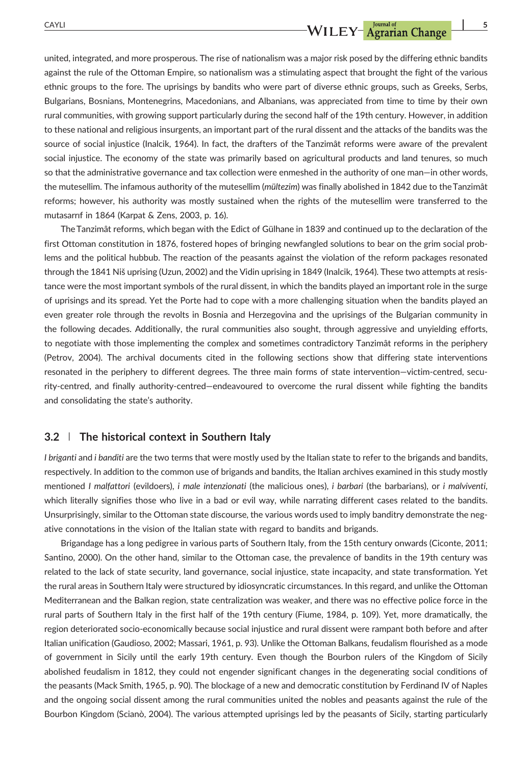united, integrated, and more prosperous. The rise of nationalism was a major risk posed by the differing ethnic bandits against the rule of the Ottoman Empire, so nationalism was a stimulating aspect that brought the fight of the various ethnic groups to the fore. The uprisings by bandits who were part of diverse ethnic groups, such as Greeks, Serbs, Bulgarians, Bosnians, Montenegrins, Macedonians, and Albanians, was appreciated from time to time by their own rural communities, with growing support particularly during the second half of the 19th century. However, in addition to these national and religious insurgents, an important part of the rural dissent and the attacks of the bandits was the source of social injustice (Inalcik, 1964). In fact, the drafters of the Tanzimât reforms were aware of the prevalent social injustice. The economy of the state was primarily based on agricultural products and land tenures, so much so that the administrative governance and tax collection were enmeshed in the authority of one man—in other words, the mutesellim. The infamous authority of the mutesellim (*mültezim*) was finally abolished in 1842 due to the Tanzimât reforms; however, his authority was mostly sustained when the rights of the mutesellim were transferred to the mutasarrıf in 1864 (Karpat & Zens, 2003, p. 16).

The Tanzimât reforms, which began with the Edict of Gülhane in 1839 and continued up to the declaration of the first Ottoman constitution in 1876, fostered hopes of bringing newfangled solutions to bear on the grim social problems and the political hubbub. The reaction of the peasants against the violation of the reform packages resonated through the 1841 Niš uprising (Uzun, 2002) and the Vidin uprising in 1849 (Inalcik, 1964). These two attempts at resistance were the most important symbols of the rural dissent, in which the bandits played an important role in the surge of uprisings and its spread. Yet the Porte had to cope with a more challenging situation when the bandits played an even greater role through the revolts in Bosnia and Herzegovina and the uprisings of the Bulgarian community in the following decades. Additionally, the rural communities also sought, through aggressive and unyielding efforts, to negotiate with those implementing the complex and sometimes contradictory Tanzimât reforms in the periphery (Petrov, 2004). The archival documents cited in the following sections show that differing state interventions resonated in the periphery to different degrees. The three main forms of state intervention—victim-centred, security-centred, and finally authority-centred—endeavoured to overcome the rural dissent while fighting the bandits and consolidating the state's authority.

### 3.2 | The historical context in Southern Italy

*I briganti* and *i banditi* are the two terms that were mostly used by the Italian state to refer to the brigands and bandits, respectively. In addition to the common use of brigands and bandits, the Italian archives examined in this study mostly mentioned *I malfattori* (evildoers), *i male intenzionati* (the malicious ones), *i barbari* (the barbarians), or *i malviventi*, which literally signifies those who live in a bad or evil way, while narrating different cases related to the bandits. Unsurprisingly, similar to the Ottoman state discourse, the various words used to imply banditry demonstrate the negative connotations in the vision of the Italian state with regard to bandits and brigands.

Brigandage has a long pedigree in various parts of Southern Italy, from the 15th century onwards (Ciconte, 2011; Santino, 2000). On the other hand, similar to the Ottoman case, the prevalence of bandits in the 19th century was related to the lack of state security, land governance, social injustice, state incapacity, and state transformation. Yet the rural areas in Southern Italy were structured by idiosyncratic circumstances. In this regard, and unlike the Ottoman Mediterranean and the Balkan region, state centralization was weaker, and there was no effective police force in the rural parts of Southern Italy in the first half of the 19th century (Fiume, 1984, p. 109). Yet, more dramatically, the region deteriorated socio-economically because social injustice and rural dissent were rampant both before and after Italian unification (Gaudioso, 2002; Massari, 1961, p. 93). Unlike the Ottoman Balkans, feudalism flourished as a mode of government in Sicily until the early 19th century. Even though the Bourbon rulers of the Kingdom of Sicily abolished feudalism in 1812, they could not engender significant changes in the degenerating social conditions of the peasants (Mack Smith, 1965, p. 90). The blockage of a new and democratic constitution by Ferdinand IV of Naples and the ongoing social dissent among the rural communities united the nobles and peasants against the rule of the Bourbon Kingdom (Scianò, 2004). The various attempted uprisings led by the peasants of Sicily, starting particularly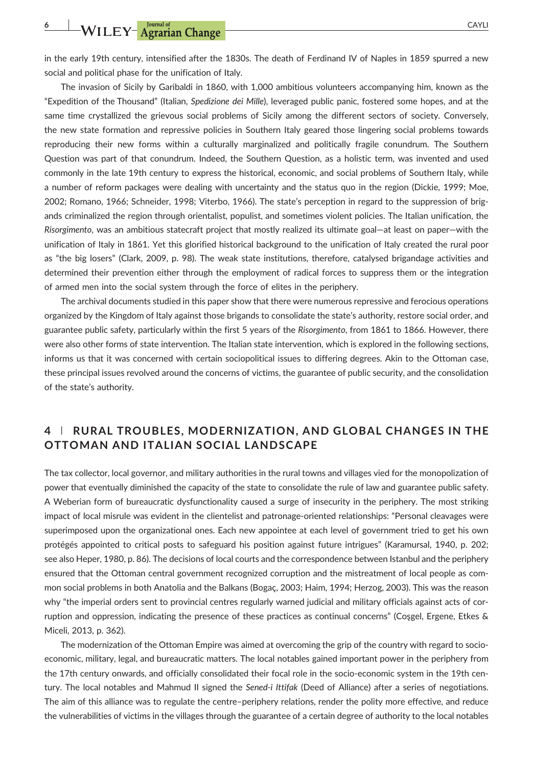in the early 19th century, intensified after the 1830s. The death of Ferdinand IV of Naples in 1859 spurred a new social and political phase for the unification of Italy.

The invasion of Sicily by Garibaldi in 1860, with 1,000 ambitious volunteers accompanying him, known as the "Expedition of the Thousand" (Italian, *Spedizione dei Mille*), leveraged public panic, fostered some hopes, and at the same time crystallized the grievous social problems of Sicily among the different sectors of society. Conversely, the new state formation and repressive policies in Southern Italy geared those lingering social problems towards reproducing their new forms within a culturally marginalized and politically fragile conundrum. The Southern Question was part of that conundrum. Indeed, the Southern Question, as a holistic term, was invented and used commonly in the late 19th century to express the historical, economic, and social problems of Southern Italy, while a number of reform packages were dealing with uncertainty and the status quo in the region (Dickie, 1999; Moe, 2002; Romano, 1966; Schneider, 1998; Viterbo, 1966). The state's perception in regard to the suppression of brigands criminalized the region through orientalist, populist, and sometimes violent policies. The Italian unification, the *Risorgimento*, was an ambitious statecraft project that mostly realized its ultimate goal—at least on paper—with the unification of Italy in 1861. Yet this glorified historical background to the unification of Italy created the rural poor as "the big losers" (Clark, 2009, p. 98). The weak state institutions, therefore, catalysed brigandage activities and determined their prevention either through the employment of radical forces to suppress them or the integration of armed men into the social system through the force of elites in the periphery.

The archival documents studied in this paper show that there were numerous repressive and ferocious operations organized by the Kingdom of Italy against those brigands to consolidate the state's authority, restore social order, and guarantee public safety, particularly within the first 5 years of the *Risorgimento*, from 1861 to 1866. However, there were also other forms of state intervention. The Italian state intervention, which is explored in the following sections, informs us that it was concerned with certain sociopolitical issues to differing degrees. Akin to the Ottoman case, these principal issues revolved around the concerns of victims, the guarantee of public security, and the consolidation of the state's authority.

## 4 | RURAL TROUBLES, MODERNIZATION, AND GLOBAL CHANGES IN THE OTTOMAN AND ITALIAN SOCIAL LANDSCAPE

The tax collector, local governor, and military authorities in the rural towns and villages vied for the monopolization of power that eventually diminished the capacity of the state to consolidate the rule of law and guarantee public safety. A Weberian form of bureaucratic dysfunctionality caused a surge of insecurity in the periphery. The most striking impact of local misrule was evident in the clientelist and patronage-oriented relationships: "Personal cleavages were superimposed upon the organizational ones. Each new appointee at each level of government tried to get his own protégés appointed to critical posts to safeguard his position against future intrigues" (Karamursal, 1940, p. 202; see also Heper, 1980, p. 86). The decisions of local courts and the correspondence between Istanbul and the periphery ensured that the Ottoman central government recognized corruption and the mistreatment of local people as common social problems in both Anatolia and the Balkans (Bogaç, 2003; Haim, 1994; Herzog, 2003). This was the reason why "the imperial orders sent to provincial centres regularly warned judicial and military officials against acts of corruption and oppression, indicating the presence of these practices as continual concerns" (Coşgel, Ergene, Etkes & Miceli, 2013, p. 362).

The modernization of the Ottoman Empire was aimed at overcoming the grip of the country with regard to socio-economic, military, legal, and bureaucratic matters. The local notables gained important power in the periphery from the 17th century onwards, and officially consolidated their focal role in the socio-economic system in the 19th century. The local notables and Mahmud II signed the *Sened-i Ittifak* (Deed of Alliance) after a series of negotiations. The aim of this alliance was to regulate the centre–periphery relations, render the polity more effective, and reduce the vulnerabilities of victims in the villages through the guarantee of a certain degree of authority to the local notables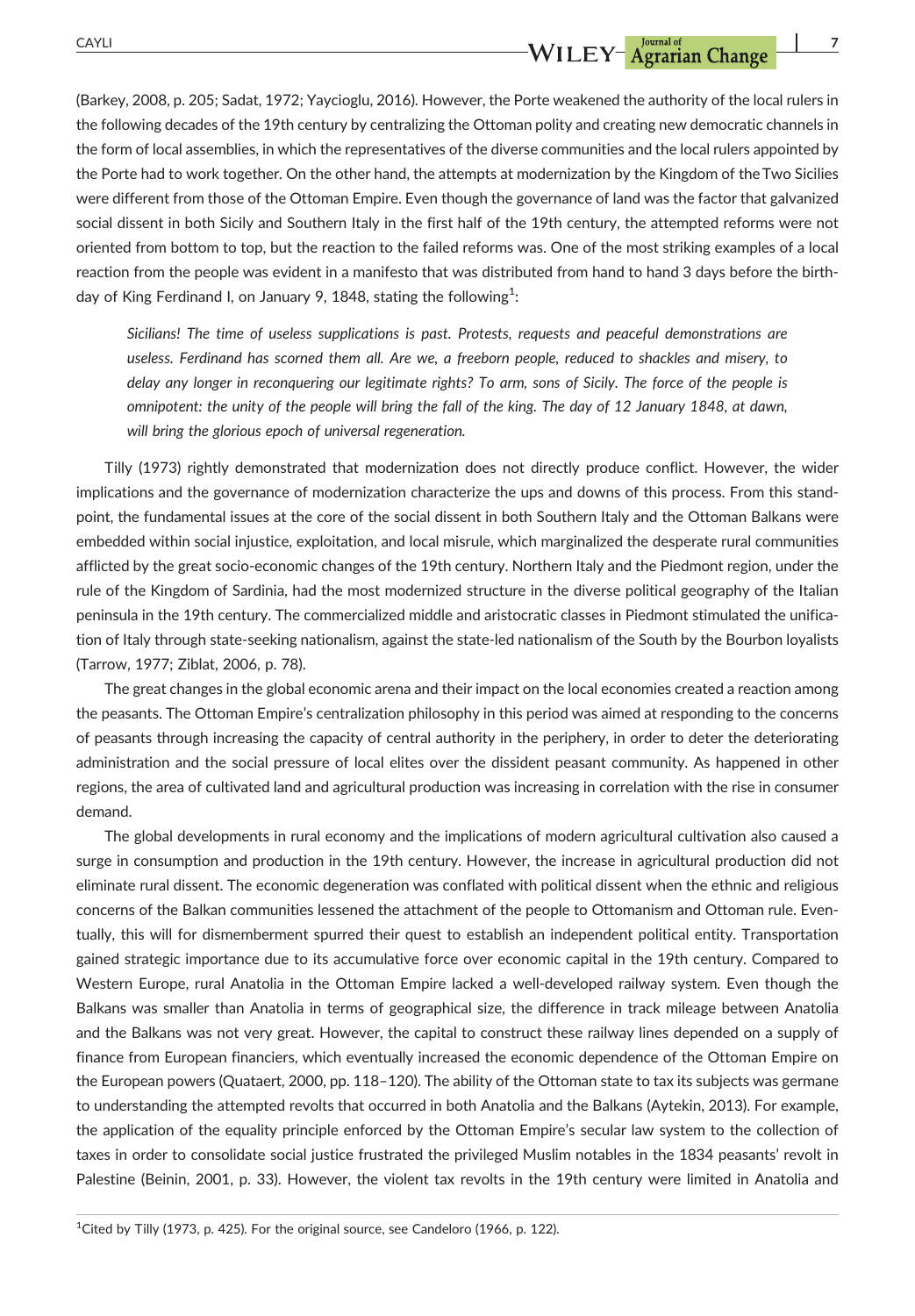(Barkey, 2008, p. 205; Sadat, 1972; Yaycioglu, 2016). However, the Porte weakened the authority of the local rulers in the following decades of the 19th century by centralizing the Ottoman polity and creating new democratic channels in the form of local assemblies, in which the representatives of the diverse communities and the local rulers appointed by the Porte had to work together. On the other hand, the attempts at modernization by the Kingdom of the Two Sicilies were different from those of the Ottoman Empire. Even though the governance of land was the factor that galvanized social dissent in both Sicily and Southern Italy in the first half of the 19th century, the attempted reforms were not oriented from bottom to top, but the reaction to the failed reforms was. One of the most striking examples of a local reaction from the people was evident in a manifesto that was distributed from hand to hand 3 days before the birthday of King Ferdinand I, on January 9, 1848, stating the following[1]:

> *Sicilians! The time of useless supplications is past. Protests, requests and peaceful demonstrations are useless. Ferdinand has scorned them all. Are we, a freeborn people, reduced to shackles and misery, to delay any longer in reconquering our legitimate rights? To arm, sons of Sicily. The force of the people is omnipotent: the unity of the people will bring the fall of the king. The day of 12 January 1848, at dawn, will bring the glorious epoch of universal regeneration.*

Tilly (1973) rightly demonstrated that modernization does not directly produce conflict. However, the wider implications and the governance of modernization characterize the ups and downs of this process. From this standpoint, the fundamental issues at the core of the social dissent in both Southern Italy and the Ottoman Balkans were embedded within social injustice, exploitation, and local misrule, which marginalized the desperate rural communities afflicted by the great socio-economic changes of the 19th century. Northern Italy and the Piedmont region, under the rule of the Kingdom of Sardinia, had the most modernized structure in the diverse political geography of the Italian peninsula in the 19th century. The commercialized middle and aristocratic classes in Piedmont stimulated the unification of Italy through state-seeking nationalism, against the state-led nationalism of the South by the Bourbon loyalists (Tarrow, 1977; Ziblat, 2006, p. 78).

The great changes in the global economic arena and their impact on the local economies created a reaction among the peasants. The Ottoman Empire's centralization philosophy in this period was aimed at responding to the concerns of peasants through increasing the capacity of central authority in the periphery, in order to deter the deteriorating administration and the social pressure of local elites over the dissident peasant community. As happened in other regions, the area of cultivated land and agricultural production was increasing in correlation with the rise in consumer demand.

The global developments in rural economy and the implications of modern agricultural cultivation also caused a surge in consumption and production in the 19th century. However, the increase in agricultural production did not eliminate rural dissent. The economic degeneration was conflated with political dissent when the ethnic and religious concerns of the Balkan communities lessened the attachment of the people to Ottomanism and Ottoman rule. Eventually, this will for dismemberment spurred their quest to establish an independent political entity. Transportation gained strategic importance due to its accumulative force over economic capital in the 19th century. Compared to Western Europe, rural Anatolia in the Ottoman Empire lacked a well-developed railway system. Even though the Balkans was smaller than Anatolia in terms of geographical size, the difference in track mileage between Anatolia and the Balkans was not very great. However, the capital to construct these railway lines depended on a supply of finance from European financiers, which eventually increased the economic dependence of the Ottoman Empire on the European powers (Quataert, 2000, pp. 118–120). The ability of the Ottoman state to tax its subjects was germane to understanding the attempted revolts that occurred in both Anatolia and the Balkans (Aytekin, 2013). For example, the application of the equality principle enforced by the Ottoman Empire's secular law system to the collection of taxes in order to consolidate social justice frustrated the privileged Muslim notables in the 1834 peasants' revolt in Palestine (Beinin, 2001, p. 33). However, the violent tax revolts in the 19th century were limited in Anatolia and

[1]Cited by Tilly (1973, p. 425). For the original source, see Candeloro (1966, p. 122).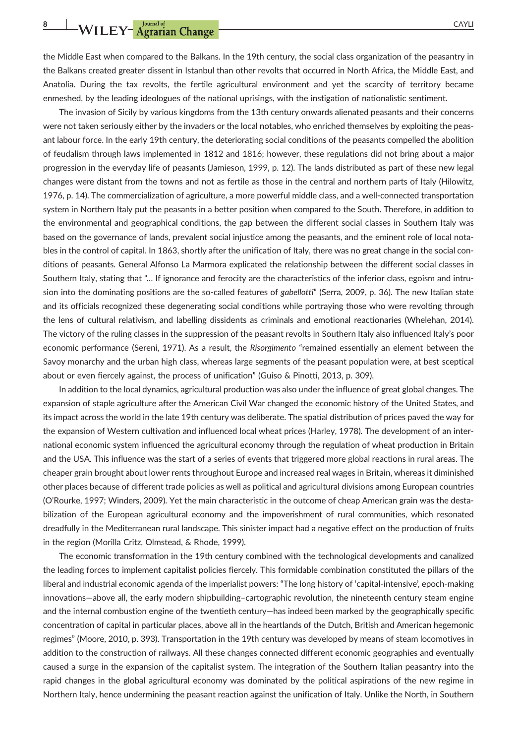the Middle East when compared to the Balkans. In the 19th century, the social class organization of the peasantry in the Balkans created greater dissent in Istanbul than other revolts that occurred in North Africa, the Middle East, and Anatolia. During the tax revolts, the fertile agricultural environment and yet the scarcity of territory became enmeshed, by the leading ideologues of the national uprisings, with the instigation of nationalistic sentiment.

The invasion of Sicily by various kingdoms from the 13th century onwards alienated peasants and their concerns were not taken seriously either by the invaders or the local notables, who enriched themselves by exploiting the peasant labour force. In the early 19th century, the deteriorating social conditions of the peasants compelled the abolition of feudalism through laws implemented in 1812 and 1816; however, these regulations did not bring about a major progression in the everyday life of peasants (Jamieson, 1999, p. 12). The lands distributed as part of these new legal changes were distant from the towns and not as fertile as those in the central and northern parts of Italy (Hilowitz, 1976, p. 14). The commercialization of agriculture, a more powerful middle class, and a well-connected transportation system in Northern Italy put the peasants in a better position when compared to the South. Therefore, in addition to the environmental and geographical conditions, the gap between the different social classes in Southern Italy was based on the governance of lands, prevalent social injustice among the peasants, and the eminent role of local notables in the control of capital. In 1863, shortly after the unification of Italy, there was no great change in the social conditions of peasants. General Alfonso La Marmora explicated the relationship between the different social classes in Southern Italy, stating that "… If ignorance and ferocity are the characteristics of the inferior class, egoism and intrusion into the dominating positions are the so-called features of *gabellotti*" (Serra, 2009, p. 36). The new Italian state and its officials recognized these degenerating social conditions while portraying those who were revolting through the lens of cultural relativism, and labelling dissidents as criminals and emotional reactionaries (Whelehan, 2014). The victory of the ruling classes in the suppression of the peasant revolts in Southern Italy also influenced Italy's poor economic performance (Sereni, 1971). As a result, the *Risorgimento* "remained essentially an element between the Savoy monarchy and the urban high class, whereas large segments of the peasant population were, at best sceptical about or even fiercely against, the process of unification" (Guiso & Pinotti, 2013, p. 309).

In addition to the local dynamics, agricultural production was also under the influence of great global changes. The expansion of staple agriculture after the American Civil War changed the economic history of the United States, and its impact across the world in the late 19th century was deliberate. The spatial distribution of prices paved the way for the expansion of Western cultivation and influenced local wheat prices (Harley, 1978). The development of an international economic system influenced the agricultural economy through the regulation of wheat production in Britain and the USA. This influence was the start of a series of events that triggered more global reactions in rural areas. The cheaper grain brought about lower rents throughout Europe and increased real wages in Britain, whereas it diminished other places because of different trade policies as well as political and agricultural divisions among European countries (O'Rourke, 1997; Winders, 2009). Yet the main characteristic in the outcome of cheap American grain was the destabilization of the European agricultural economy and the impoverishment of rural communities, which resonated dreadfully in the Mediterranean rural landscape. This sinister impact had a negative effect on the production of fruits in the region (Morilla Critz, Olmstead, & Rhode, 1999).

The economic transformation in the 19th century combined with the technological developments and canalized the leading forces to implement capitalist policies fiercely. This formidable combination constituted the pillars of the liberal and industrial economic agenda of the imperialist powers: "The long history of 'capital-intensive', epoch-making innovations—above all, the early modern shipbuilding–cartographic revolution, the nineteenth century steam engine and the internal combustion engine of the twentieth century—has indeed been marked by the geographically specific concentration of capital in particular places, above all in the heartlands of the Dutch, British and American hegemonic regimes" (Moore, 2010, p. 393). Transportation in the 19th century was developed by means of steam locomotives in addition to the construction of railways. All these changes connected different economic geographies and eventually caused a surge in the expansion of the capitalist system. The integration of the Southern Italian peasantry into the rapid changes in the global agricultural economy was dominated by the political aspirations of the new regime in Northern Italy, hence undermining the peasant reaction against the unification of Italy. Unlike the North, in Southern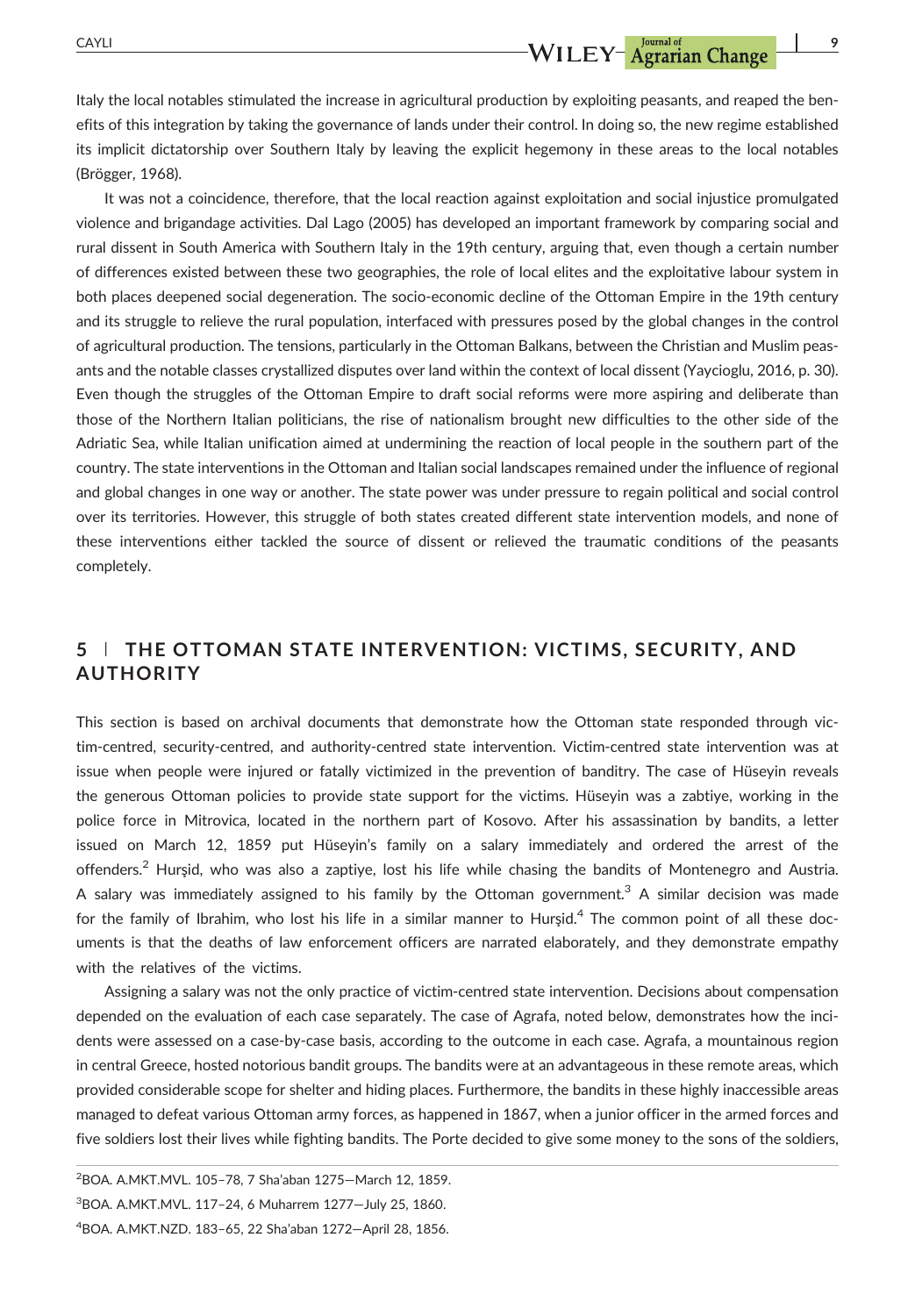Italy the local notables stimulated the increase in agricultural production by exploiting peasants, and reaped the benefits of this integration by taking the governance of lands under their control. In doing so, the new regime established its implicit dictatorship over Southern Italy by leaving the explicit hegemony in these areas to the local notables (Brögger, 1968).

It was not a coincidence, therefore, that the local reaction against exploitation and social injustice promulgated violence and brigandage activities. Dal Lago (2005) has developed an important framework by comparing social and rural dissent in South America with Southern Italy in the 19th century, arguing that, even though a certain number of differences existed between these two geographies, the role of local elites and the exploitative labour system in both places deepened social degeneration. The socio-economic decline of the Ottoman Empire in the 19th century and its struggle to relieve the rural population, interfaced with pressures posed by the global changes in the control of agricultural production. The tensions, particularly in the Ottoman Balkans, between the Christian and Muslim peasants and the notable classes crystallized disputes over land within the context of local dissent (Yaycioglu, 2016, p. 30). Even though the struggles of the Ottoman Empire to draft social reforms were more aspiring and deliberate than those of the Northern Italian politicians, the rise of nationalism brought new difficulties to the other side of the Adriatic Sea, while Italian unification aimed at undermining the reaction of local people in the southern part of the country. The state interventions in the Ottoman and Italian social landscapes remained under the influence of regional and global changes in one way or another. The state power was under pressure to regain political and social control over its territories. However, this struggle of both states created different state intervention models, and none of these interventions either tackled the source of dissent or relieved the traumatic conditions of the peasants completely.

## 5 | THE OTTOMAN STATE INTERVENTION: VICTIMS, SECURITY, AND AUTHORITY

This section is based on archival documents that demonstrate how the Ottoman state responded through victim-centred, security-centred, and authority-centred state intervention. Victim-centred state intervention was at issue when people were injured or fatally victimized in the prevention of banditry. The case of Hüseyin reveals the generous Ottoman policies to provide state support for the victims. Hüseyin was a zabtiye, working in the police force in Mitrovica, located in the northern part of Kosovo. After his assassination by bandits, a letter issued on March 12, 1859 put Hüseyin's family on a salary immediately and ordered the arrest of the offenders.[2] Hurşid, who was also a zaptiye, lost his life while chasing the bandits of Montenegro and Austria. A salary was immediately assigned to his family by the Ottoman government.[3] A similar decision was made for the family of Ibrahim, who lost his life in a similar manner to Hurşid.[4] The common point of all these documents is that the deaths of law enforcement officers are narrated elaborately, and they demonstrate empathy with the relatives of the victims.

Assigning a salary was not the only practice of victim-centred state intervention. Decisions about compensation depended on the evaluation of each case separately. The case of Agrafa, noted below, demonstrates how the incidents were assessed on a case-by-case basis, according to the outcome in each case. Agrafa, a mountainous region in central Greece, hosted notorious bandit groups. The bandits were at an advantageous in these remote areas, which provided considerable scope for shelter and hiding places. Furthermore, the bandits in these highly inaccessible areas managed to defeat various Ottoman army forces, as happened in 1867, when a junior officer in the armed forces and five soldiers lost their lives while fighting bandits. The Porte decided to give some money to the sons of the soldiers,

---

[2] BOA. A.MKT.MVL. 105–78, 7 Sha'aban 1275—March 12, 1859.

[3] BOA. A.MKT.MVL. 117–24, 6 Muharrem 1277—July 25, 1860.

[4] BOA. A.MKT.NZD. 183–65, 22 Sha'aban 1272—April 28, 1856.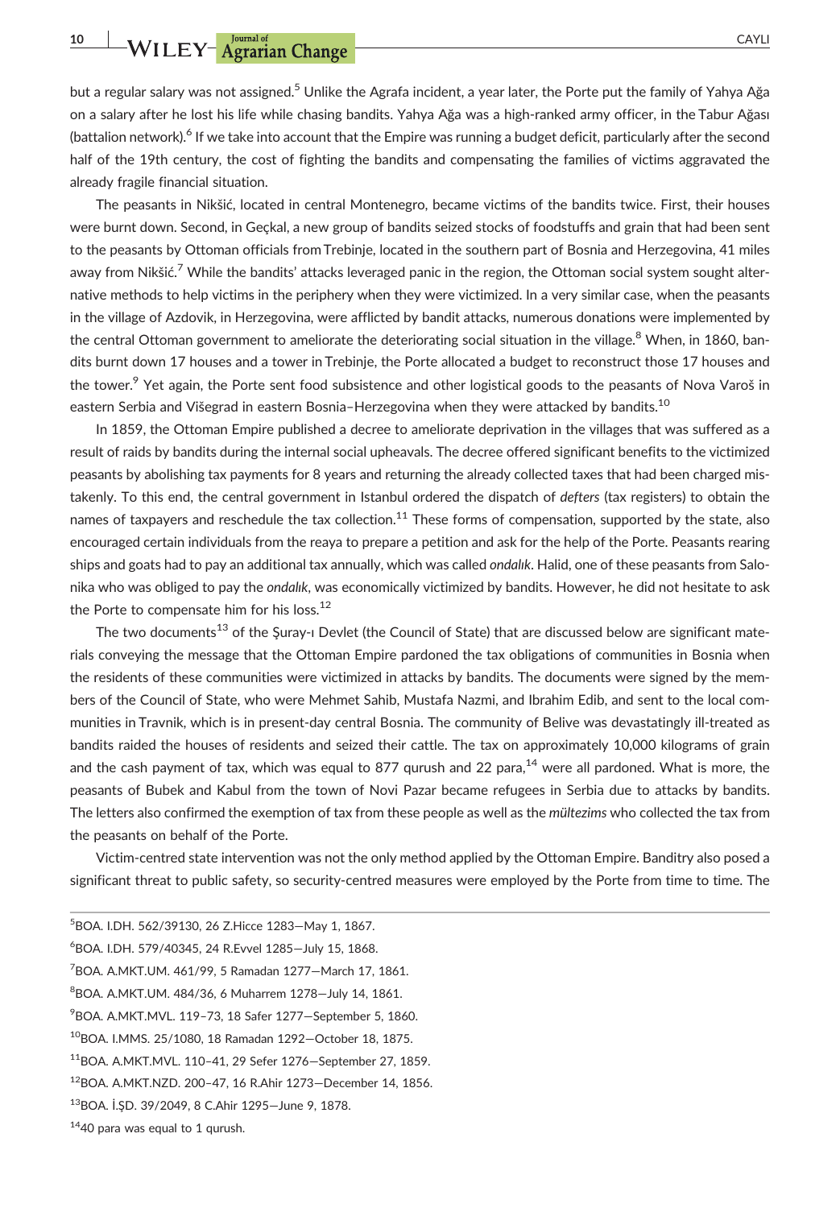but a regular salary was not assigned.[5] Unlike the Agrafa incident, a year later, the Porte put the family of Yahya Ağa on a salary after he lost his life while chasing bandits. Yahya Ağa was a high-ranked army officer, in the Tabur Ağası (battalion network).[6] If we take into account that the Empire was running a budget deficit, particularly after the second half of the 19th century, the cost of fighting the bandits and compensating the families of victims aggravated the already fragile financial situation.

The peasants in Nikšić, located in central Montenegro, became victims of the bandits twice. First, their houses were burnt down. Second, in Geçkal, a new group of bandits seized stocks of foodstuffs and grain that had been sent to the peasants by Ottoman officials from Trebinje, located in the southern part of Bosnia and Herzegovina, 41 miles away from Nikšić.[7] While the bandits' attacks leveraged panic in the region, the Ottoman social system sought alternative methods to help victims in the periphery when they were victimized. In a very similar case, when the peasants in the village of Azdovik, in Herzegovina, were afflicted by bandit attacks, numerous donations were implemented by the central Ottoman government to ameliorate the deteriorating social situation in the village.[8] When, in 1860, bandits burnt down 17 houses and a tower in Trebinje, the Porte allocated a budget to reconstruct those 17 houses and the tower.[9] Yet again, the Porte sent food subsistence and other logistical goods to the peasants of Nova Varoš in eastern Serbia and Višegrad in eastern Bosnia–Herzegovina when they were attacked by bandits.[10]

In 1859, the Ottoman Empire published a decree to ameliorate deprivation in the villages that was suffered as a result of raids by bandits during the internal social upheavals. The decree offered significant benefits to the victimized peasants by abolishing tax payments for 8 years and returning the already collected taxes that had been charged mistakenly. To this end, the central government in Istanbul ordered the dispatch of *defters* (tax registers) to obtain the names of taxpayers and reschedule the tax collection.[11] These forms of compensation, supported by the state, also encouraged certain individuals from the reaya to prepare a petition and ask for the help of the Porte. Peasants rearing ships and goats had to pay an additional tax annually, which was called *ondalık*. Halid, one of these peasants from Salonika who was obliged to pay the *ondalık*, was economically victimized by bandits. However, he did not hesitate to ask the Porte to compensate him for his loss.[12]

The two documents[13] of the Şuray-ı Devlet (the Council of State) that are discussed below are significant materials conveying the message that the Ottoman Empire pardoned the tax obligations of communities in Bosnia when the residents of these communities were victimized in attacks by bandits. The documents were signed by the members of the Council of State, who were Mehmet Sahib, Mustafa Nazmi, and Ibrahim Edib, and sent to the local communities in Travnik, which is in present-day central Bosnia. The community of Belive was devastatingly ill-treated as bandits raided the houses of residents and seized their cattle. The tax on approximately 10,000 kilograms of grain and the cash payment of tax, which was equal to 877 qurush and 22 para,[14] were all pardoned. What is more, the peasants of Bubek and Kabul from the town of Novi Pazar became refugees in Serbia due to attacks by bandits. The letters also confirmed the exemption of tax from these people as well as the *mültezims* who collected the tax from the peasants on behalf of the Porte.

Victim-centred state intervention was not the only method applied by the Ottoman Empire. Banditry also posed a significant threat to public safety, so security-centred measures were employed by the Porte from time to time. The

[5]BOA. I.DH. 562/39130, 26 Z.Hicce 1283—May 1, 1867.

[6]BOA. I.DH. 579/40345, 24 R.Evvel 1285—July 15, 1868.

[7]BOA. A.MKT.UM. 461/99, 5 Ramadan 1277—March 17, 1861.

[8]BOA. A.MKT.UM. 484/36, 6 Muharrem 1278—July 14, 1861.

[9]BOA. A.MKT.MVL. 119–73, 18 Safer 1277—September 5, 1860.

[10]BOA. I.MMS. 25/1080, 18 Ramadan 1292—October 18, 1875.

[11]BOA. A.MKT.MVL. 110–41, 29 Sefer 1276—September 27, 1859.

[12]BOA. A.MKT.NZD. 200–47, 16 R.Ahir 1273—December 14, 1856.

[13]BOA. İ.ŞD. 39/2049, 8 C.Ahir 1295—June 9, 1878.

[14]40 para was equal to 1 qurush.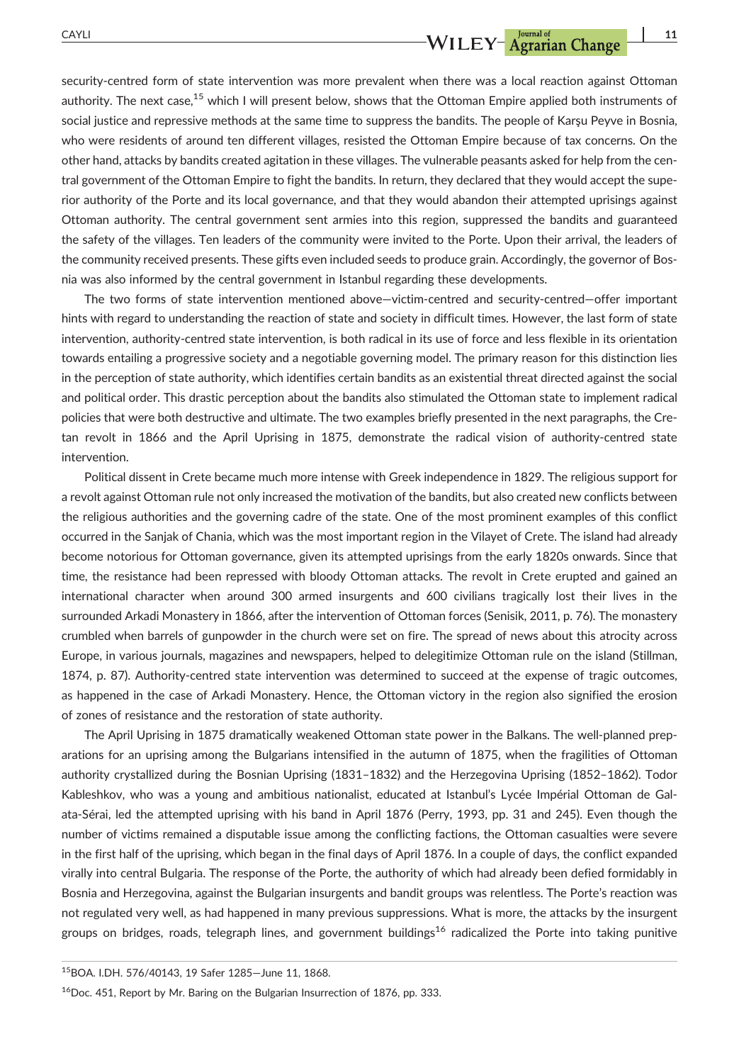security-centred form of state intervention was more prevalent when there was a local reaction against Ottoman authority. The next case,[15] which I will present below, shows that the Ottoman Empire applied both instruments of social justice and repressive methods at the same time to suppress the bandits. The people of Karşu Peyve in Bosnia, who were residents of around ten different villages, resisted the Ottoman Empire because of tax concerns. On the other hand, attacks by bandits created agitation in these villages. The vulnerable peasants asked for help from the central government of the Ottoman Empire to fight the bandits. In return, they declared that they would accept the superior authority of the Porte and its local governance, and that they would abandon their attempted uprisings against Ottoman authority. The central government sent armies into this region, suppressed the bandits and guaranteed the safety of the villages. Ten leaders of the community were invited to the Porte. Upon their arrival, the leaders of the community received presents. These gifts even included seeds to produce grain. Accordingly, the governor of Bosnia was also informed by the central government in Istanbul regarding these developments.

The two forms of state intervention mentioned above—victim-centred and security-centred—offer important hints with regard to understanding the reaction of state and society in difficult times. However, the last form of state intervention, authority-centred state intervention, is both radical in its use of force and less flexible in its orientation towards entailing a progressive society and a negotiable governing model. The primary reason for this distinction lies in the perception of state authority, which identifies certain bandits as an existential threat directed against the social and political order. This drastic perception about the bandits also stimulated the Ottoman state to implement radical policies that were both destructive and ultimate. The two examples briefly presented in the next paragraphs, the Cretan revolt in 1866 and the April Uprising in 1875, demonstrate the radical vision of authority-centred state intervention.

Political dissent in Crete became much more intense with Greek independence in 1829. The religious support for a revolt against Ottoman rule not only increased the motivation of the bandits, but also created new conflicts between the religious authorities and the governing cadre of the state. One of the most prominent examples of this conflict occurred in the Sanjak of Chania, which was the most important region in the Vilayet of Crete. The island had already become notorious for Ottoman governance, given its attempted uprisings from the early 1820s onwards. Since that time, the resistance had been repressed with bloody Ottoman attacks. The revolt in Crete erupted and gained an international character when around 300 armed insurgents and 600 civilians tragically lost their lives in the surrounded Arkadi Monastery in 1866, after the intervention of Ottoman forces (Senisik, 2011, p. 76). The monastery crumbled when barrels of gunpowder in the church were set on fire. The spread of news about this atrocity across Europe, in various journals, magazines and newspapers, helped to delegitimize Ottoman rule on the island (Stillman, 1874, p. 87). Authority-centred state intervention was determined to succeed at the expense of tragic outcomes, as happened in the case of Arkadi Monastery. Hence, the Ottoman victory in the region also signified the erosion of zones of resistance and the restoration of state authority.

The April Uprising in 1875 dramatically weakened Ottoman state power in the Balkans. The well-planned preparations for an uprising among the Bulgarians intensified in the autumn of 1875, when the fragilities of Ottoman authority crystallized during the Bosnian Uprising (1831–1832) and the Herzegovina Uprising (1852–1862). Todor Kableshkov, who was a young and ambitious nationalist, educated at Istanbul's Lycée Impérial Ottoman de Galata-Sérai, led the attempted uprising with his band in April 1876 (Perry, 1993, pp. 31 and 245). Even though the number of victims remained a disputable issue among the conflicting factions, the Ottoman casualties were severe in the first half of the uprising, which began in the final days of April 1876. In a couple of days, the conflict expanded virally into central Bulgaria. The response of the Porte, the authority of which had already been defied formidably in Bosnia and Herzegovina, against the Bulgarian insurgents and bandit groups was relentless. The Porte's reaction was not regulated very well, as had happened in many previous suppressions. What is more, the attacks by the insurgent groups on bridges, roads, telegraph lines, and government buildings[16] radicalized the Porte into taking punitive

[15] BOA. I.DH. 576/40143, 19 Safer 1285—June 11, 1868.

[16] Doc. 451, Report by Mr. Baring on the Bulgarian Insurrection of 1876, pp. 333.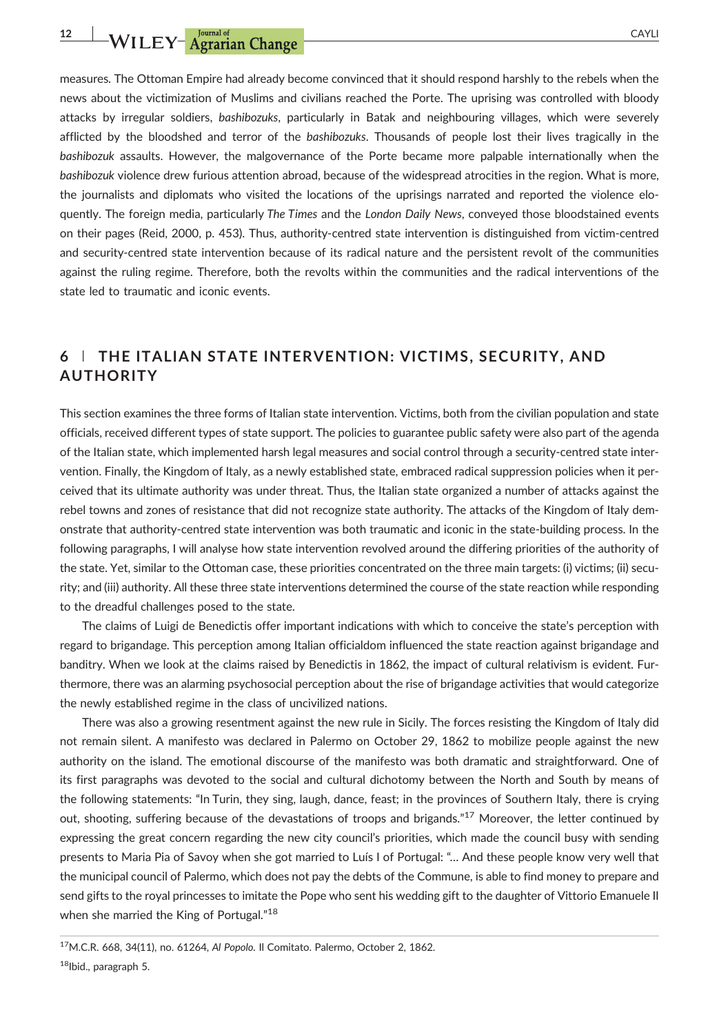measures. The Ottoman Empire had already become convinced that it should respond harshly to the rebels when the news about the victimization of Muslims and civilians reached the Porte. The uprising was controlled with bloody attacks by irregular soldiers, *bashibozuks*, particularly in Batak and neighbouring villages, which were severely afflicted by the bloodshed and terror of the *bashibozuks*. Thousands of people lost their lives tragically in the *bashibozuk* assaults. However, the malgovernance of the Porte became more palpable internationally when the *bashibozuk* violence drew furious attention abroad, because of the widespread atrocities in the region. What is more, the journalists and diplomats who visited the locations of the uprisings narrated and reported the violence eloquently. The foreign media, particularly *The Times* and the *London Daily News*, conveyed those bloodstained events on their pages (Reid, 2000, p. 453). Thus, authority-centred state intervention is distinguished from victim-centred and security-centred state intervention because of its radical nature and the persistent revolt of the communities against the ruling regime. Therefore, both the revolts within the communities and the radical interventions of the state led to traumatic and iconic events.

## 6 | THE ITALIAN STATE INTERVENTION: VICTIMS, SECURITY, AND AUTHORITY

This section examines the three forms of Italian state intervention. Victims, both from the civilian population and state officials, received different types of state support. The policies to guarantee public safety were also part of the agenda of the Italian state, which implemented harsh legal measures and social control through a security-centred state intervention. Finally, the Kingdom of Italy, as a newly established state, embraced radical suppression policies when it perceived that its ultimate authority was under threat. Thus, the Italian state organized a number of attacks against the rebel towns and zones of resistance that did not recognize state authority. The attacks of the Kingdom of Italy demonstrate that authority-centred state intervention was both traumatic and iconic in the state-building process. In the following paragraphs, I will analyse how state intervention revolved around the differing priorities of the authority of the state. Yet, similar to the Ottoman case, these priorities concentrated on the three main targets: (i) victims; (ii) security; and (iii) authority. All these three state interventions determined the course of the state reaction while responding to the dreadful challenges posed to the state.

The claims of Luigi de Benedictis offer important indications with which to conceive the state's perception with regard to brigandage. This perception among Italian officialdom influenced the state reaction against brigandage and banditry. When we look at the claims raised by Benedictis in 1862, the impact of cultural relativism is evident. Furthermore, there was an alarming psychosocial perception about the rise of brigandage activities that would categorize the newly established regime in the class of uncivilized nations.

There was also a growing resentment against the new rule in Sicily. The forces resisting the Kingdom of Italy did not remain silent. A manifesto was declared in Palermo on October 29, 1862 to mobilize people against the new authority on the island. The emotional discourse of the manifesto was both dramatic and straightforward. One of its first paragraphs was devoted to the social and cultural dichotomy between the North and South by means of the following statements: "In Turin, they sing, laugh, dance, feast; in the provinces of Southern Italy, there is crying out, shooting, suffering because of the devastations of troops and brigands."[17] Moreover, the letter continued by expressing the great concern regarding the new city council's priorities, which made the council busy with sending presents to Maria Pia of Savoy when she got married to Luís I of Portugal: "… And these people know very well that the municipal council of Palermo, which does not pay the debts of the Commune, is able to find money to prepare and send gifts to the royal princesses to imitate the Pope who sent his wedding gift to the daughter of Vittorio Emanuele II when she married the King of Portugal."[18]

[17] M.C.R. 668, 34(11), no. 61264, *Al Popolo*. Il Comitato. Palermo, October 2, 1862.

[18] Ibid., paragraph 5.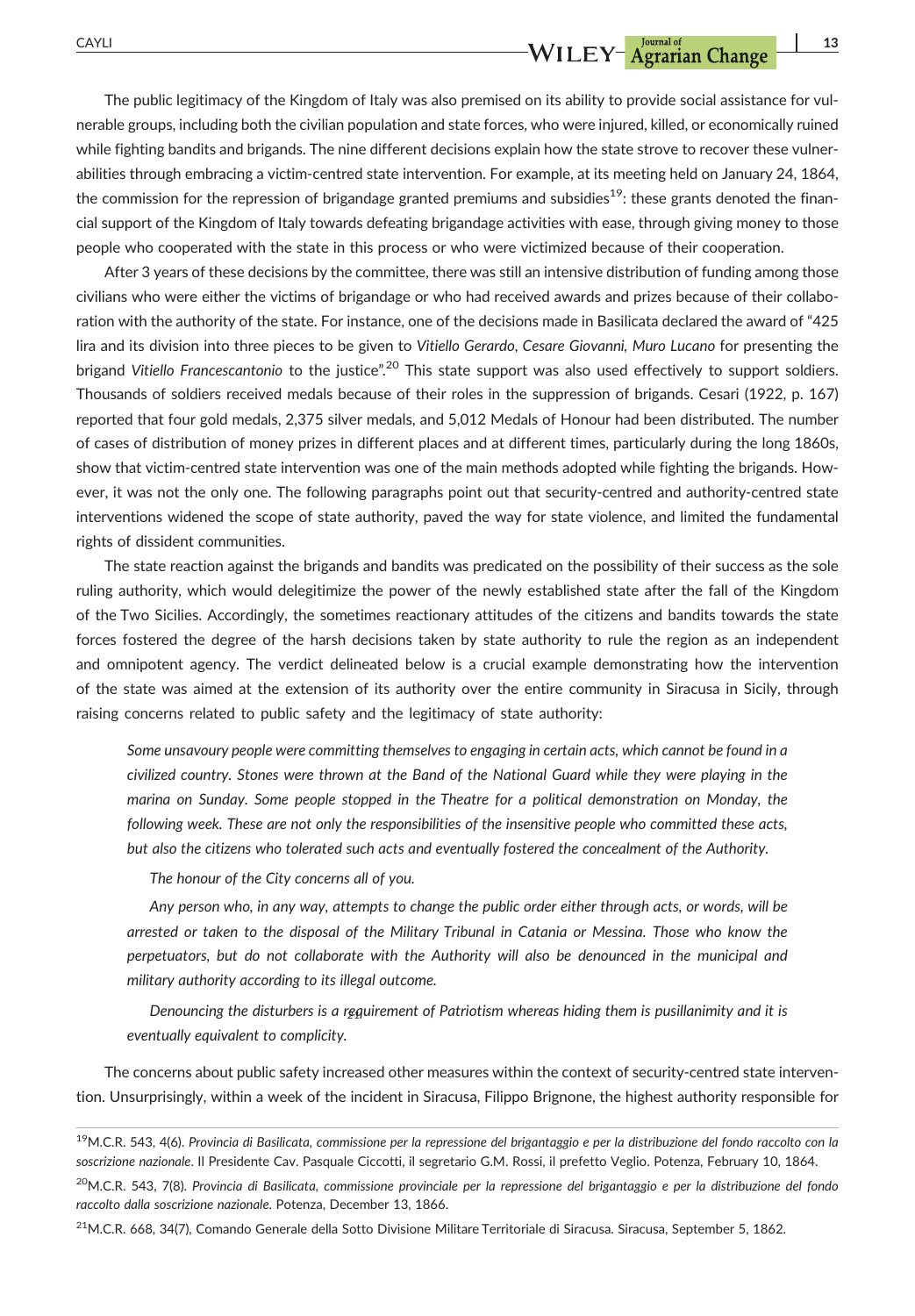The public legitimacy of the Kingdom of Italy was also premised on its ability to provide social assistance for vulnerable groups, including both the civilian population and state forces, who were injured, killed, or economically ruined while fighting bandits and brigands. The nine different decisions explain how the state strove to recover these vulnerabilities through embracing a victim-centred state intervention. For example, at its meeting held on January 24, 1864, the commission for the repression of brigandage granted premiums and subsidies[19]: these grants denoted the financial support of the Kingdom of Italy towards defeating brigandage activities with ease, through giving money to those people who cooperated with the state in this process or who were victimized because of their cooperation.

After 3 years of these decisions by the committee, there was still an intensive distribution of funding among those civilians who were either the victims of brigandage or who had received awards and prizes because of their collaboration with the authority of the state. For instance, one of the decisions made in Basilicata declared the award of "425 lira and its division into three pieces to be given to *Vitiello Gerardo*, *Cesare Giovanni, Muro Lucano* for presenting the brigand *Vitiello Francescantonio* to the justice".[20] This state support was also used effectively to support soldiers. Thousands of soldiers received medals because of their roles in the suppression of brigands. Cesari (1922, p. 167) reported that four gold medals, 2,375 silver medals, and 5,012 Medals of Honour had been distributed. The number of cases of distribution of money prizes in different places and at different times, particularly during the long 1860s, show that victim-centred state intervention was one of the main methods adopted while fighting the brigands. However, it was not the only one. The following paragraphs point out that security-centred and authority-centred state interventions widened the scope of state authority, paved the way for state violence, and limited the fundamental rights of dissident communities.

The state reaction against the brigands and bandits was predicated on the possibility of their success as the sole ruling authority, which would delegitimize the power of the newly established state after the fall of the Kingdom of the Two Sicilies. Accordingly, the sometimes reactionary attitudes of the citizens and bandits towards the state forces fostered the degree of the harsh decisions taken by state authority to rule the region as an independent and omnipotent agency. The verdict delineated below is a crucial example demonstrating how the intervention of the state was aimed at the extension of its authority over the entire community in Siracusa in Sicily, through raising concerns related to public safety and the legitimacy of state authority:

> *Some unsavoury people were committing themselves to engaging in certain acts, which cannot be found in a civilized country. Stones were thrown at the Band of the National Guard while they were playing in the marina on Sunday. Some people stopped in the Theatre for a political demonstration on Monday, the following week. These are not only the responsibilities of the insensitive people who committed these acts, but also the citizens who tolerated such acts and eventually fostered the concealment of the Authority.*
>
> *The honour of the City concerns all of you.*
>
> *Any person who, in any way, attempts to change the public order either through acts, or words, will be arrested or taken to the disposal of the Military Tribunal in Catania or Messina. Those who know the perpetuators, but do not collaborate with the Authority will also be denounced in the municipal and military authority according to its illegal outcome.*
>
> *Denouncing the disturbers is a requirement of Patriotism whereas hiding them is pusillanimity and it is eventually equivalent to complicity.*

The concerns about public safety increased other measures within the context of security-centred state intervention. Unsurprisingly, within a week of the incident in Siracusa, Filippo Brignone, the highest authority responsible for

---

[19] M.C.R. 543, 4(6). *Provincia di Basilicata, commissione per la repressione del brigantaggio e per la distribuzione del fondo raccolto con la soscrizione nazionale*. Il Presidente Cav. Pasquale Ciccotti, il segretario G.M. Rossi, il prefetto Veglio. Potenza, February 10, 1864.

[20] M.C.R. 543, 7(8). *Provincia di Basilicata, commissione provinciale per la repressione del brigantaggio e per la distribuzione del fondo raccolto dalla soscrizione nazionale*. Potenza, December 13, 1866.

[21] M.C.R. 668, 34(7), Comando Generale della Sotto Divisione Militare Territoriale di Siracusa. Siracusa, September 5, 1862.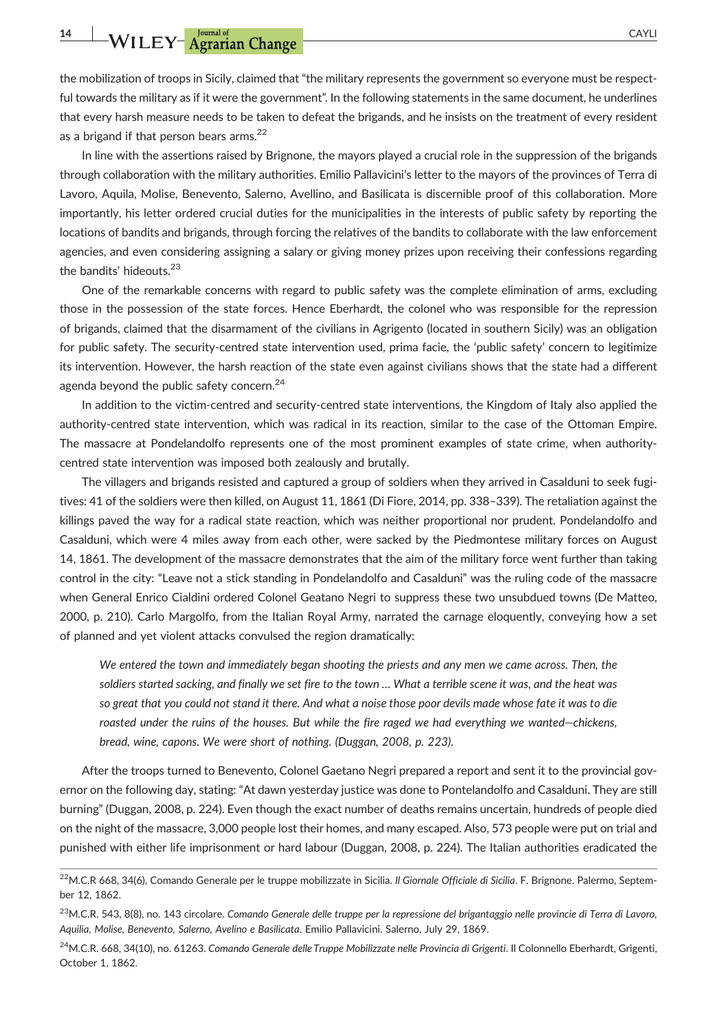the mobilization of troops in Sicily, claimed that "the military represents the government so everyone must be respectful towards the military as if it were the government". In the following statements in the same document, he underlines that every harsh measure needs to be taken to defeat the brigands, and he insists on the treatment of every resident as a brigand if that person bears arms.[22]

In line with the assertions raised by Brignone, the mayors played a crucial role in the suppression of the brigands through collaboration with the military authorities. Emilio Pallavicini's letter to the mayors of the provinces of Terra di Lavoro, Aquila, Molise, Benevento, Salerno, Avellino, and Basilicata is discernible proof of this collaboration. More importantly, his letter ordered crucial duties for the municipalities in the interests of public safety by reporting the locations of bandits and brigands, through forcing the relatives of the bandits to collaborate with the law enforcement agencies, and even considering assigning a salary or giving money prizes upon receiving their confessions regarding the bandits' hideouts.[23]

One of the remarkable concerns with regard to public safety was the complete elimination of arms, excluding those in the possession of the state forces. Hence Eberhardt, the colonel who was responsible for the repression of brigands, claimed that the disarmament of the civilians in Agrigento (located in southern Sicily) was an obligation for public safety. The security-centred state intervention used, prima facie, the 'public safety' concern to legitimize its intervention. However, the harsh reaction of the state even against civilians shows that the state had a different agenda beyond the public safety concern.[24]

In addition to the victim-centred and security-centred state interventions, the Kingdom of Italy also applied the authority-centred state intervention, which was radical in its reaction, similar to the case of the Ottoman Empire. The massacre at Pondelandolfo represents one of the most prominent examples of state crime, when authority-centred state intervention was imposed both zealously and brutally.

The villagers and brigands resisted and captured a group of soldiers when they arrived in Casalduni to seek fugitives: 41 of the soldiers were then killed, on August 11, 1861 (Di Fiore, 2014, pp. 338–339). The retaliation against the killings paved the way for a radical state reaction, which was neither proportional nor prudent. Pondelandolfo and Casalduni, which were 4 miles away from each other, were sacked by the Piedmontese military forces on August 14, 1861. The development of the massacre demonstrates that the aim of the military force went further than taking control in the city: "Leave not a stick standing in Pondelandolfo and Casalduni" was the ruling code of the massacre when General Enrico Cialdini ordered Colonel Geatano Negri to suppress these two unsubdued towns (De Matteo, 2000, p. 210). Carlo Margolfo, from the Italian Royal Army, narrated the carnage eloquently, conveying how a set of planned and yet violent attacks convulsed the region dramatically:

> *We entered the town and immediately began shooting the priests and any men we came across. Then, the soldiers started sacking, and finally we set fire to the town … What a terrible scene it was, and the heat was so great that you could not stand it there. And what a noise those poor devils made whose fate it was to die roasted under the ruins of the houses. But while the fire raged we had everything we wanted—chickens, bread, wine, capons. We were short of nothing. (Duggan, 2008, p. 223).*

After the troops turned to Benevento, Colonel Gaetano Negri prepared a report and sent it to the provincial governor on the following day, stating: "At dawn yesterday justice was done to Pontelandolfo and Casalduni. They are still burning" (Duggan, 2008, p. 224). Even though the exact number of deaths remains uncertain, hundreds of people died on the night of the massacre, 3,000 people lost their homes, and many escaped. Also, 573 people were put on trial and punished with either life imprisonment or hard labour (Duggan, 2008, p. 224). The Italian authorities eradicated the

---

[22] M.C.R 668, 34(6), Comando Generale per le truppe mobilizzate in Sicilia. *Il Giornale Officiale di Sicilia*. F. Brignone. Palermo, September 12, 1862.

[23] M.C.R. 543, 8(8), no. 143 circolare. *Comando Generale delle truppe per la repressione del brigantaggio nelle provincie di Terra di Lavoro, Aquilia, Molise, Benevento, Salerno, Avelino e Basilicata*. Emilio Pallavicini. Salerno, July 29, 1869.

[24] M.C.R. 668, 34(10), no. 61263. *Comando Generale delle Truppe Mobilizzate nelle Provincia di Grigenti*. Il Colonnello Eberhardt, Grigenti, October 1, 1862.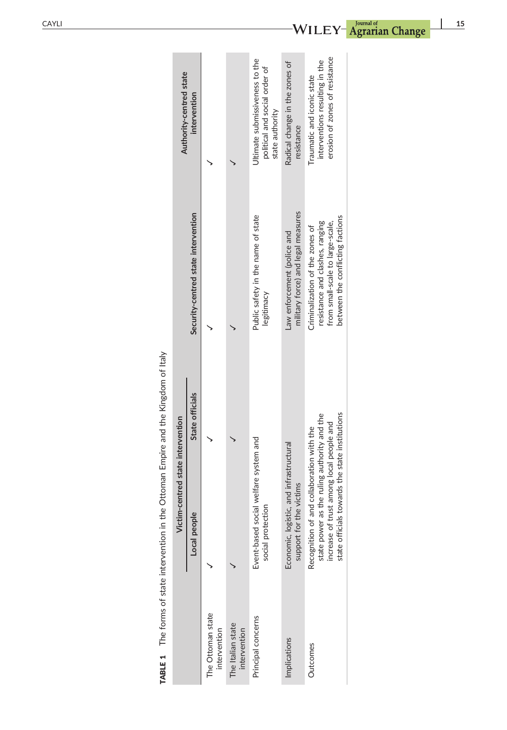**TABLE 1** The forms of state intervention in the Ottoman Empire and the Kingdom of Italy

| | Victim-centred state intervention | | Security-centred state intervention | Authority-centred state intervention |
|---|---|---|---|---|
| | Local people | State officials | | |
| The Ottoman state intervention | ✓ | ✓ | ✓ | ✓ |
| The Italian state intervention | ✓ | ✓ | ✓ | ✓ |
| Principal concerns | Event-based social welfare system and social protection | | Public safety in the name of state legitimacy | Ultimate submissiveness to the political and social order of state authority |
| Implications | Economic, logistic, and infrastructural support for the victims | | Law enforcement (police and military force) and legal measures | Radical change in the zones of resistance |
| Outcomes | Recognition of and collaboration with the state power as the ruling authority and the increase of trust among local people and state officials towards the state institutions | | Criminalization of the zones of resistance and clashes, ranging from small-scale to large-scale, between the conflicting factions | Traumatic and iconic state interventions resulting in the erosion of zones of resistance |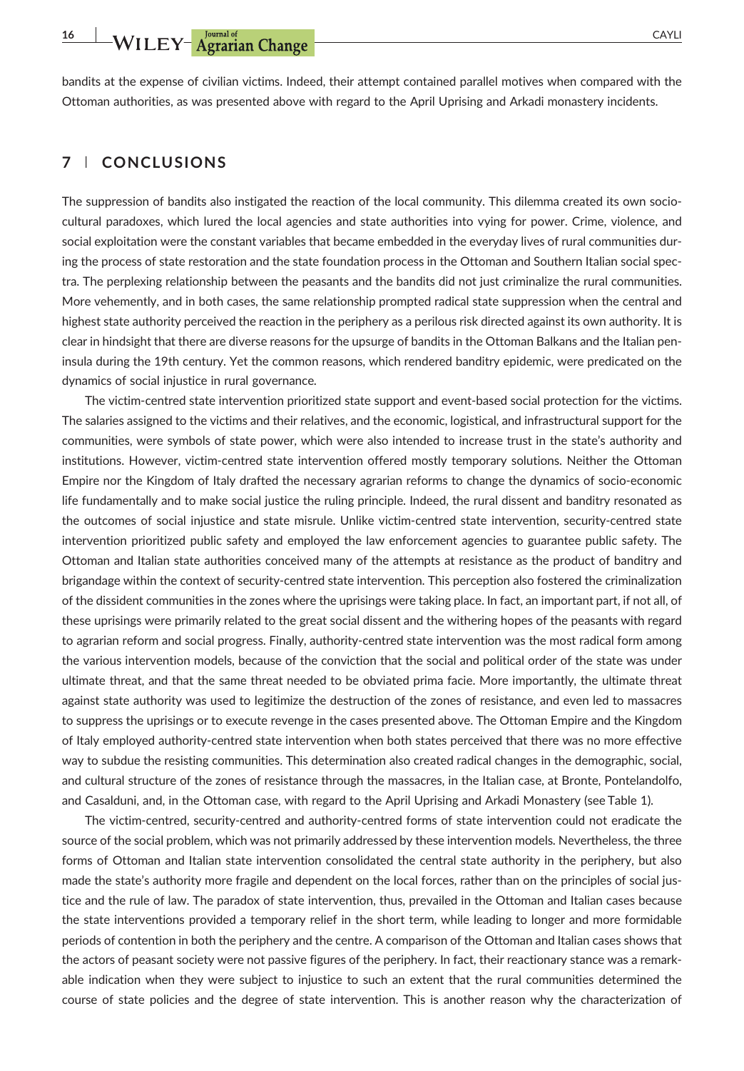bandits at the expense of civilian victims. Indeed, their attempt contained parallel motives when compared with the Ottoman authorities, as was presented above with regard to the April Uprising and Arkadi monastery incidents.

## 7 | CONCLUSIONS

The suppression of bandits also instigated the reaction of the local community. This dilemma created its own socio-cultural paradoxes, which lured the local agencies and state authorities into vying for power. Crime, violence, and social exploitation were the constant variables that became embedded in the everyday lives of rural communities during the process of state restoration and the state foundation process in the Ottoman and Southern Italian social spectra. The perplexing relationship between the peasants and the bandits did not just criminalize the rural communities. More vehemently, and in both cases, the same relationship prompted radical state suppression when the central and highest state authority perceived the reaction in the periphery as a perilous risk directed against its own authority. It is clear in hindsight that there are diverse reasons for the upsurge of bandits in the Ottoman Balkans and the Italian peninsula during the 19th century. Yet the common reasons, which rendered banditry epidemic, were predicated on the dynamics of social injustice in rural governance.

The victim-centred state intervention prioritized state support and event-based social protection for the victims. The salaries assigned to the victims and their relatives, and the economic, logistical, and infrastructural support for the communities, were symbols of state power, which were also intended to increase trust in the state's authority and institutions. However, victim-centred state intervention offered mostly temporary solutions. Neither the Ottoman Empire nor the Kingdom of Italy drafted the necessary agrarian reforms to change the dynamics of socio-economic life fundamentally and to make social justice the ruling principle. Indeed, the rural dissent and banditry resonated as the outcomes of social injustice and state misrule. Unlike victim-centred state intervention, security-centred state intervention prioritized public safety and employed the law enforcement agencies to guarantee public safety. The Ottoman and Italian state authorities conceived many of the attempts at resistance as the product of banditry and brigandage within the context of security-centred state intervention. This perception also fostered the criminalization of the dissident communities in the zones where the uprisings were taking place. In fact, an important part, if not all, of these uprisings were primarily related to the great social dissent and the withering hopes of the peasants with regard to agrarian reform and social progress. Finally, authority-centred state intervention was the most radical form among the various intervention models, because of the conviction that the social and political order of the state was under ultimate threat, and that the same threat needed to be obviated prima facie. More importantly, the ultimate threat against state authority was used to legitimize the destruction of the zones of resistance, and even led to massacres to suppress the uprisings or to execute revenge in the cases presented above. The Ottoman Empire and the Kingdom of Italy employed authority-centred state intervention when both states perceived that there was no more effective way to subdue the resisting communities. This determination also created radical changes in the demographic, social, and cultural structure of the zones of resistance through the massacres, in the Italian case, at Bronte, Pontelandolfo, and Casalduni, and, in the Ottoman case, with regard to the April Uprising and Arkadi Monastery (see Table 1).

The victim-centred, security-centred and authority-centred forms of state intervention could not eradicate the source of the social problem, which was not primarily addressed by these intervention models. Nevertheless, the three forms of Ottoman and Italian state intervention consolidated the central state authority in the periphery, but also made the state's authority more fragile and dependent on the local forces, rather than on the principles of social justice and the rule of law. The paradox of state intervention, thus, prevailed in the Ottoman and Italian cases because the state interventions provided a temporary relief in the short term, while leading to longer and more formidable periods of contention in both the periphery and the centre. A comparison of the Ottoman and Italian cases shows that the actors of peasant society were not passive figures of the periphery. In fact, their reactionary stance was a remarkable indication when they were subject to injustice to such an extent that the rural communities determined the course of state policies and the degree of state intervention. This is another reason why the characterization of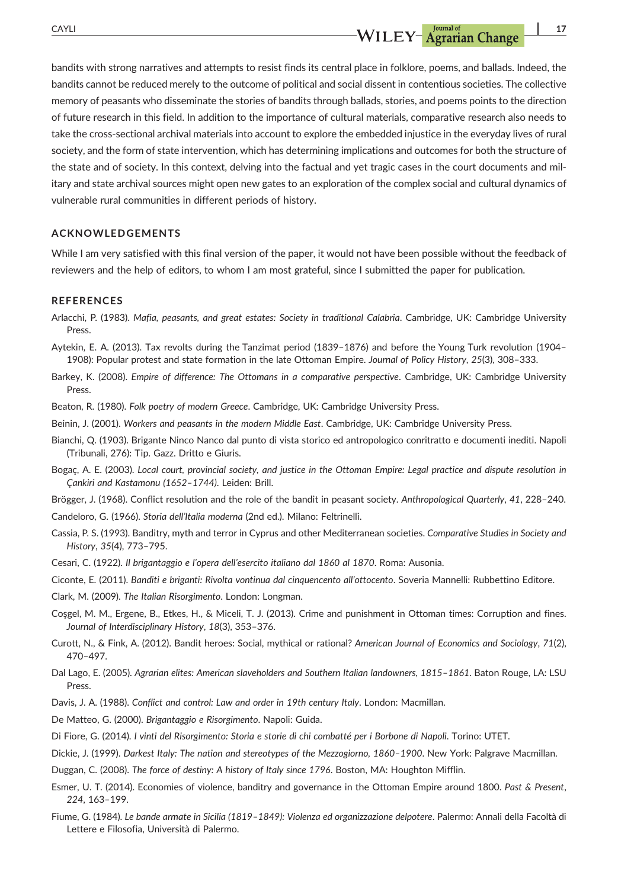bandits with strong narratives and attempts to resist finds its central place in folklore, poems, and ballads. Indeed, the bandits cannot be reduced merely to the outcome of political and social dissent in contentious societies. The collective memory of peasants who disseminate the stories of bandits through ballads, stories, and poems points to the direction of future research in this field. In addition to the importance of cultural materials, comparative research also needs to take the cross-sectional archival materials into account to explore the embedded injustice in the everyday lives of rural society, and the form of state intervention, which has determining implications and outcomes for both the structure of the state and of society. In this context, delving into the factual and yet tragic cases in the court documents and military and state archival sources might open new gates to an exploration of the complex social and cultural dynamics of vulnerable rural communities in different periods of history.

## ACKNOWLEDGEMENTS

While I am very satisfied with this final version of the paper, it would not have been possible without the feedback of reviewers and the help of editors, to whom I am most grateful, since I submitted the paper for publication.

## REFERENCES

Arlacchi, P. (1983). *Mafia, peasants, and great estates: Society in traditional Calabria*. Cambridge, UK: Cambridge University Press.

Aytekin, E. A. (2013). Tax revolts during the Tanzimat period (1839–1876) and before the Young Turk revolution (1904–1908): Popular protest and state formation in the late Ottoman Empire. *Journal of Policy History*, *25*(3), 308–333.

Barkey, K. (2008). *Empire of difference: The Ottomans in a comparative perspective*. Cambridge, UK: Cambridge University Press.

Beaton, R. (1980). *Folk poetry of modern Greece*. Cambridge, UK: Cambridge University Press.

Beinin, J. (2001). *Workers and peasants in the modern Middle East*. Cambridge, UK: Cambridge University Press.

Bianchi, Q. (1903). Brigante Ninco Nanco dal punto di vista storico ed antropologico conritratto e documenti inediti. Napoli (Tribunali, 276): Tip. Gazz. Dritto e Giuris.

Bogaç, A. E. (2003). *Local court, provincial society, and justice in the Ottoman Empire: Legal practice and dispute resolution in Çankiri and Kastamonu (1652–1744)*. Leiden: Brill.

Brögger, J. (1968). Conflict resolution and the role of the bandit in peasant society. *Anthropological Quarterly*, *41*, 228–240.

Candeloro, G. (1966). *Storia dell'Italia moderna* (2nd ed.). Milano: Feltrinelli.

Cassia, P. S. (1993). Banditry, myth and terror in Cyprus and other Mediterranean societies. *Comparative Studies in Society and History*, *35*(4), 773–795.

Cesari, C. (1922). *Il brigantaggio e l'opera dell'esercito italiano dal 1860 al 1870*. Roma: Ausonia.

Ciconte, E. (2011). *Banditi e briganti: Rivolta vontinua dal cinquencento all'ottocento*. Soveria Mannelli: Rubbettino Editore.

Clark, M. (2009). *The Italian Risorgimento*. London: Longman.

Coşgel, M. M., Ergene, B., Etkes, H., & Miceli, T. J. (2013). Crime and punishment in Ottoman times: Corruption and fines. *Journal of Interdisciplinary History*, *18*(3), 353–376.

Curott, N., & Fink, A. (2012). Bandit heroes: Social, mythical or rational? *American Journal of Economics and Sociology*, *71*(2), 470–497.

Dal Lago, E. (2005). *Agrarian elites: American slaveholders and Southern Italian landowners, 1815–1861*. Baton Rouge, LA: LSU Press.

Davis, J. A. (1988). *Conflict and control: Law and order in 19th century Italy*. London: Macmillan.

De Matteo, G. (2000). *Brigantaggio e Risorgimento*. Napoli: Guida.

Di Fiore, G. (2014). *I vinti del Risorgimento: Storia e storie di chi combatté per i Borbone di Napoli*. Torino: UTET.

Dickie, J. (1999). *Darkest Italy: The nation and stereotypes of the Mezzogiorno, 1860–1900*. New York: Palgrave Macmillan.

Duggan, C. (2008). *The force of destiny: A history of Italy since 1796*. Boston, MA: Houghton Mifflin.

Esmer, U. T. (2014). Economies of violence, banditry and governance in the Ottoman Empire around 1800. *Past & Present*, *224*, 163–199.

Fiume, G. (1984). *Le bande armate in Sicilia (1819–1849): Violenza ed organizzazione delpotere*. Palermo: Annali della Facoltà di Lettere e Filosofia, Università di Palermo.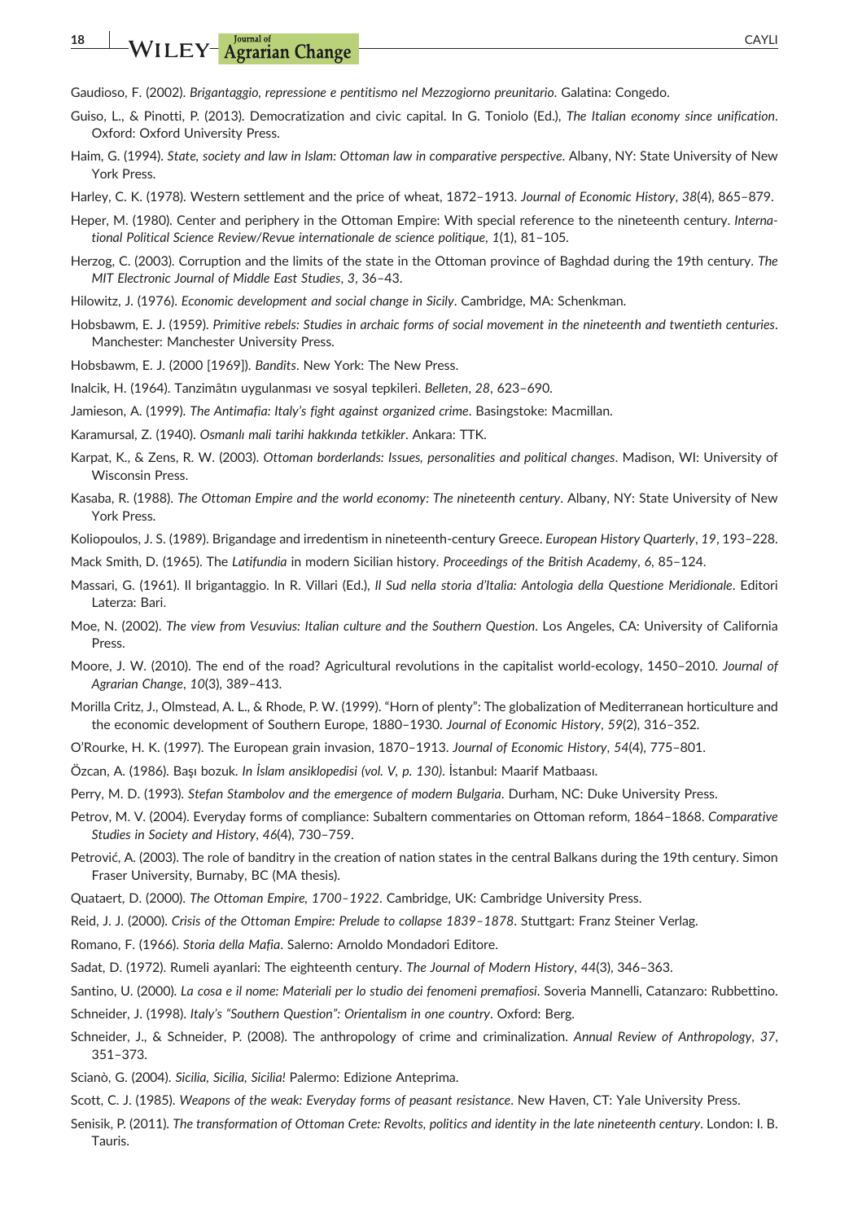Gaudioso, F. (2002). *Brigantaggio, repressione e pentitismo nel Mezzogiorno preunitario*. Galatina: Congedo.

Guiso, L., & Pinotti, P. (2013). Democratization and civic capital. In G. Toniolo (Ed.), *The Italian economy since unification*. Oxford: Oxford University Press.

Haim, G. (1994). *State, society and law in Islam: Ottoman law in comparative perspective*. Albany, NY: State University of New York Press.

Harley, C. K. (1978). Western settlement and the price of wheat, 1872–1913. *Journal of Economic History*, *38*(4), 865–879.

Heper, M. (1980). Center and periphery in the Ottoman Empire: With special reference to the nineteenth century. *International Political Science Review/Revue internationale de science politique*, *1*(1), 81–105.

Herzog, C. (2003). Corruption and the limits of the state in the Ottoman province of Baghdad during the 19th century. *The MIT Electronic Journal of Middle East Studies*, *3*, 36–43.

Hilowitz, J. (1976). *Economic development and social change in Sicily*. Cambridge, MA: Schenkman.

Hobsbawm, E. J. (1959). *Primitive rebels: Studies in archaic forms of social movement in the nineteenth and twentieth centuries*. Manchester: Manchester University Press.

Hobsbawm, E. J. (2000 [1969]). *Bandits*. New York: The New Press.

Inalcik, H. (1964). Tanzimâtın uygulanması ve sosyal tepkileri. *Belleten*, *28*, 623–690.

Jamieson, A. (1999). *The Antimafia: Italy's fight against organized crime*. Basingstoke: Macmillan.

Karamursal, Z. (1940). *Osmanlı mali tarihi hakkında tetkikler*. Ankara: TTK.

Karpat, K., & Zens, R. W. (2003). *Ottoman borderlands: Issues, personalities and political changes*. Madison, WI: University of Wisconsin Press.

Kasaba, R. (1988). *The Ottoman Empire and the world economy: The nineteenth century*. Albany, NY: State University of New York Press.

Koliopoulos, J. S. (1989). Brigandage and irredentism in nineteenth-century Greece. *European History Quarterly*, *19*, 193–228.

Mack Smith, D. (1965). The *Latifundia* in modern Sicilian history. *Proceedings of the British Academy*, *6*, 85–124.

Massari, G. (1961). Il brigantaggio. In R. Villari (Ed.), *Il Sud nella storia d'Italia: Antologia della Questione Meridionale*. Editori Laterza: Bari.

Moe, N. (2002). *The view from Vesuvius: Italian culture and the Southern Question*. Los Angeles, CA: University of California Press.

Moore, J. W. (2010). The end of the road? Agricultural revolutions in the capitalist world-ecology, 1450–2010. *Journal of Agrarian Change*, *10*(3), 389–413.

Morilla Critz, J., Olmstead, A. L., & Rhode, P. W. (1999). "Horn of plenty": The globalization of Mediterranean horticulture and the economic development of Southern Europe, 1880–1930. *Journal of Economic History*, *59*(2), 316–352.

O'Rourke, H. K. (1997). The European grain invasion, 1870–1913. *Journal of Economic History*, *54*(4), 775–801.

Özcan, A. (1986). Başı bozuk. *In İslam ansiklopedisi (vol. V, p. 130)*. İstanbul: Maarif Matbaası.

Perry, M. D. (1993). *Stefan Stambolov and the emergence of modern Bulgaria*. Durham, NC: Duke University Press.

Petrov, M. V. (2004). Everyday forms of compliance: Subaltern commentaries on Ottoman reform, 1864–1868. *Comparative Studies in Society and History*, *46*(4), 730–759.

Petrović, A. (2003). The role of banditry in the creation of nation states in the central Balkans during the 19th century. Simon Fraser University, Burnaby, BC (MA thesis).

Quataert, D. (2000). *The Ottoman Empire, 1700–1922*. Cambridge, UK: Cambridge University Press.

Reid, J. J. (2000). *Crisis of the Ottoman Empire: Prelude to collapse 1839–1878*. Stuttgart: Franz Steiner Verlag.

Romano, F. (1966). *Storia della Mafia*. Salerno: Arnoldo Mondadori Editore.

Sadat, D. (1972). Rumeli ayanlari: The eighteenth century. *The Journal of Modern History*, *44*(3), 346–363.

Santino, U. (2000). *La cosa e il nome: Materiali per lo studio dei fenomeni premafiosi*. Soveria Mannelli, Catanzaro: Rubbettino.

Schneider, J. (1998). *Italy's "Southern Question": Orientalism in one country*. Oxford: Berg.

Schneider, J., & Schneider, P. (2008). The anthropology of crime and criminalization. *Annual Review of Anthropology*, *37*, 351–373.

Scianò, G. (2004). *Sicilia, Sicilia, Sicilia!* Palermo: Edizione Anteprima.

Scott, C. J. (1985). *Weapons of the weak: Everyday forms of peasant resistance*. New Haven, CT: Yale University Press.

Senisik, P. (2011). *The transformation of Ottoman Crete: Revolts, politics and identity in the late nineteenth century*. London: I. B. Tauris.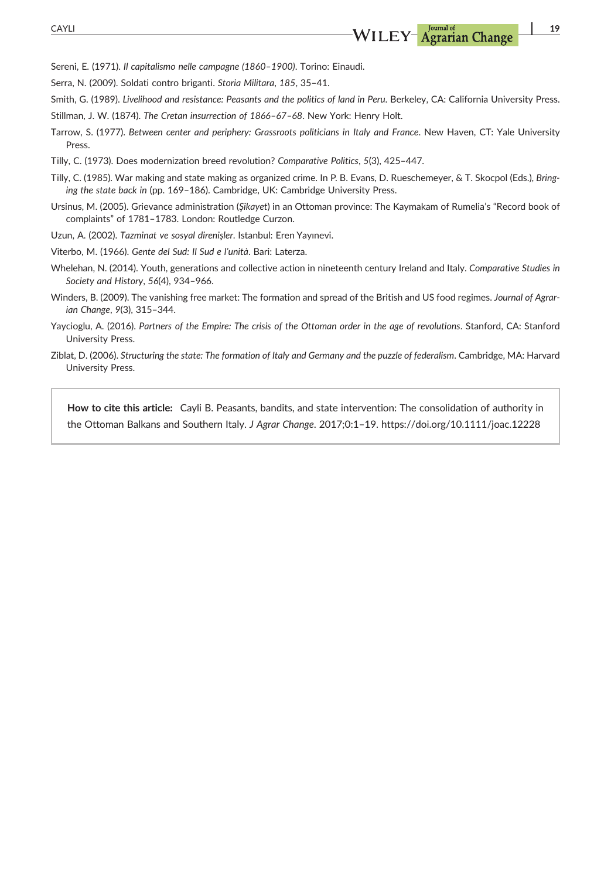Sereni, E. (1971). *Il capitalismo nelle campagne (1860–1900)*. Torino: Einaudi.

Serra, N. (2009). Soldati contro briganti. *Storia Militara*, *185*, 35–41.

Smith, G. (1989). *Livelihood and resistance: Peasants and the politics of land in Peru*. Berkeley, CA: California University Press.

Stillman, J. W. (1874). *The Cretan insurrection of 1866–67–68*. New York: Henry Holt.

Tarrow, S. (1977). *Between center and periphery: Grassroots politicians in Italy and France*. New Haven, CT: Yale University Press.

Tilly, C. (1973). Does modernization breed revolution? *Comparative Politics*, *5*(3), 425–447.

Tilly, C. (1985). War making and state making as organized crime. In P. B. Evans, D. Rueschemeyer, & T. Skocpol (Eds.), *Bringing the state back in* (pp. 169–186). Cambridge, UK: Cambridge University Press.

Ursinus, M. (2005). Grievance administration (*Şikayet*) in an Ottoman province: The Kaymakam of Rumelia's "Record book of complaints" of 1781–1783. London: Routledge Curzon.

Uzun, A. (2002). *Tazminat ve sosyal direnişler*. Istanbul: Eren Yayınevi.

Viterbo, M. (1966). *Gente del Sud: Il Sud e l'unità*. Bari: Laterza.

Whelehan, N. (2014). Youth, generations and collective action in nineteenth century Ireland and Italy. *Comparative Studies in Society and History*, *56*(4), 934–966.

Winders, B. (2009). The vanishing free market: The formation and spread of the British and US food regimes. *Journal of Agrarian Change*, *9*(3), 315–344.

Yaycioglu, A. (2016). *Partners of the Empire: The crisis of the Ottoman order in the age of revolutions*. Stanford, CA: Stanford University Press.

Ziblat, D. (2006). *Structuring the state: The formation of Italy and Germany and the puzzle of federalism*. Cambridge, MA: Harvard University Press.

**How to cite this article:** Cayli B. Peasants, bandits, and state intervention: The consolidation of authority in the Ottoman Balkans and Southern Italy. *J Agrar Change*. 2017;0:1–19. https://doi.org/10.1111/joac.12228